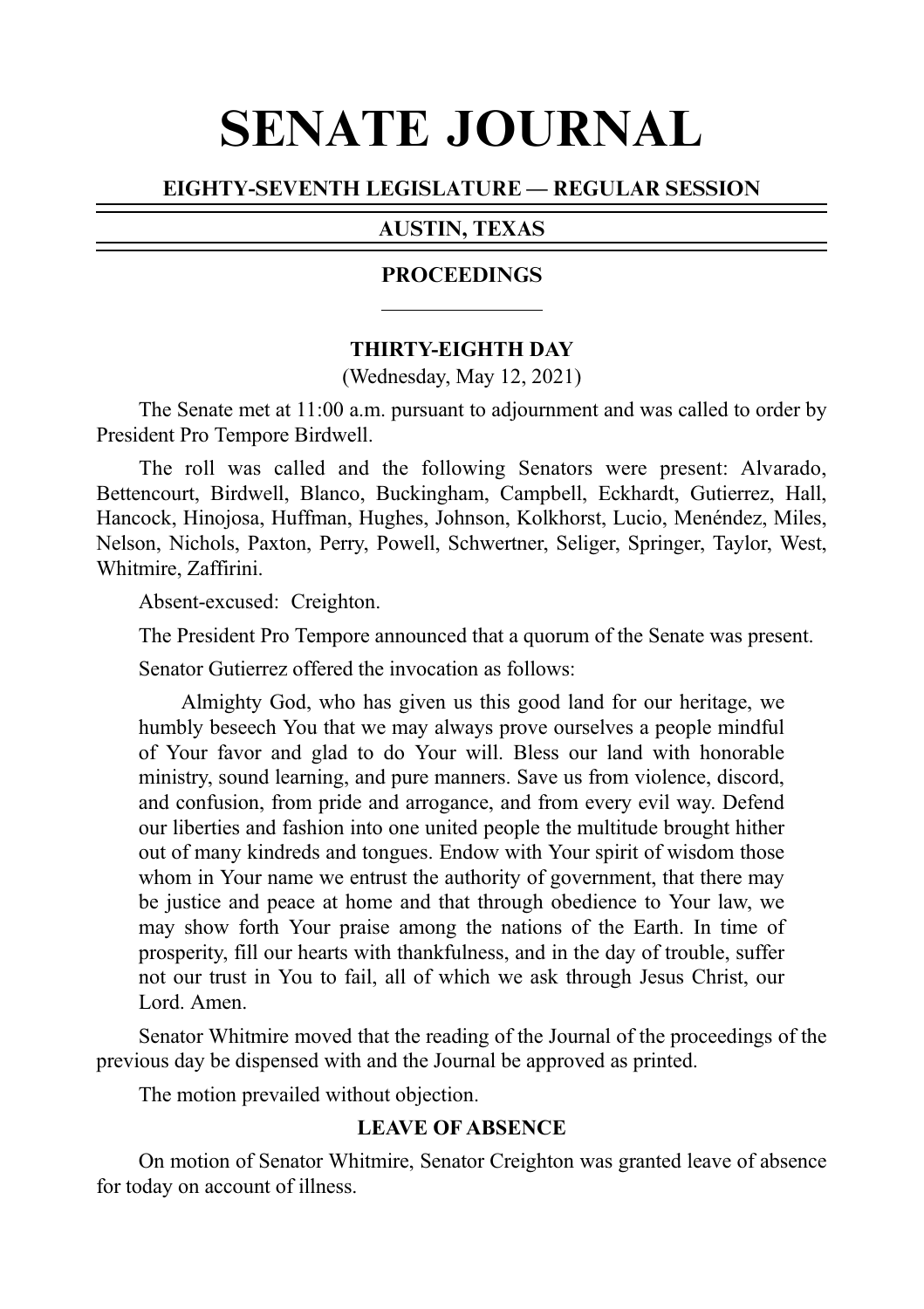# SENATE JOURNAL

## EIGHTY-SEVENTH LEGISLATURE — REGULAR SESSION

## AUSTIN, TEXAS

## PROCEEDINGS

### THIRTY-EIGHTH DAY

(Wednesday, May 12, 2021)

The Senate met at 11:00 a.m. pursuant to adjournment and was called to order by President Pro Tempore Birdwell.

The roll was called and the following Senators were present: Alvarado, Bettencourt, Birdwell, Blanco, Buckingham, Campbell, Eckhardt, Gutierrez, Hall, Hancock, Hinojosa, Huffman, Hughes, Johnson, Kolkhorst, Lucio, Menéndez, Miles, Nelson, Nichols, Paxton, Perry, Powell, Schwertner, Seliger, Springer, Taylor, West, Whitmire, Zaffirini.

Absent-excused: Creighton.

The President Pro Tempore announced that a quorum of the Senate was present.

Senator Gutierrez offered the invocation as follows:

> Almighty God, who has given us this good land for our heritage, we humbly beseech You that we may always prove ourselves a people mindful of Your favor and glad to do Your will. Bless our land with honorable ministry, sound learning, and pure manners. Save us from violence, discord, and confusion, from pride and arrogance, and from every evil way. Defend our liberties and fashion into one united people the multitude brought hither out of many kindreds and tongues. Endow with Your spirit of wisdom those whom in Your name we entrust the authority of government, that there may be justice and peace at home and that through obedience to Your law, we may show forth Your praise among the nations of the Earth. In time of prosperity, fill our hearts with thankfulness, and in the day of trouble, suffer not our trust in You to fail, all of which we ask through Jesus Christ, our Lord. Amen.

Senator Whitmire moved that the reading of the Journal of the proceedings of the previous day be dispensed with and the Journal be approved as printed.

The motion prevailed without objection.

### LEAVE OF ABSENCE

On motion of Senator Whitmire, Senator Creighton was granted leave of absence for today on account of illness.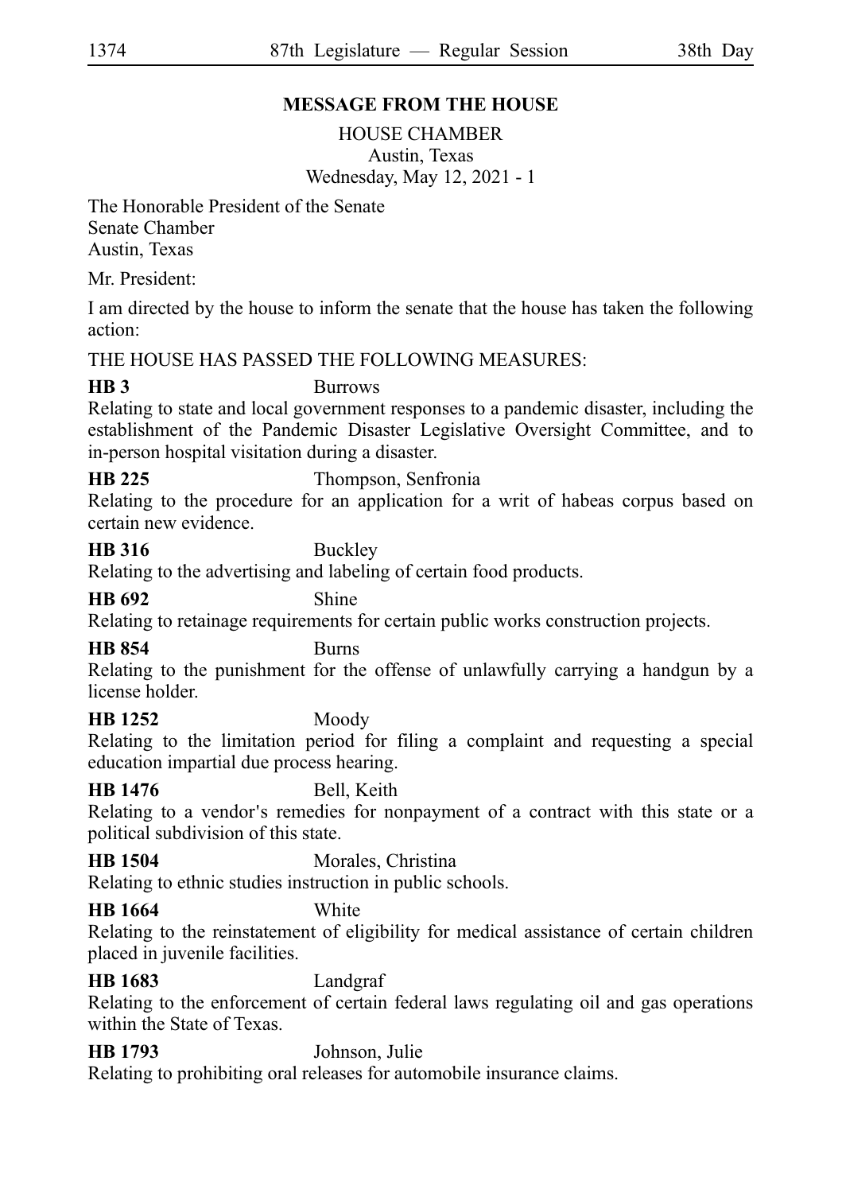## MESSAGE FROM THE HOUSE

HOUSE CHAMBER
Austin, Texas
Wednesday, May 12, 2021 - 1

The Honorable President of the Senate
Senate Chamber
Austin, Texas

Mr. President:

I am directed by the house to inform the senate that the house has taken the following action:

THE HOUSE HAS PASSED THE FOLLOWING MEASURES:

**HB 3** Burrows
Relating to state and local government responses to a pandemic disaster, including the establishment of the Pandemic Disaster Legislative Oversight Committee, and to in-person hospital visitation during a disaster.

**HB 225** Thompson, Senfronia
Relating to the procedure for an application for a writ of habeas corpus based on certain new evidence.

**HB 316** Buckley
Relating to the advertising and labeling of certain food products.

**HB 692** Shine
Relating to retainage requirements for certain public works construction projects.

**HB 854** Burns
Relating to the punishment for the offense of unlawfully carrying a handgun by a license holder.

**HB 1252** Moody
Relating to the limitation period for filing a complaint and requesting a special education impartial due process hearing.

**HB 1476** Bell, Keith
Relating to a vendor's remedies for nonpayment of a contract with this state or a political subdivision of this state.

**HB 1504** Morales, Christina
Relating to ethnic studies instruction in public schools.

**HB 1664** White
Relating to the reinstatement of eligibility for medical assistance of certain children placed in juvenile facilities.

**HB 1683** Landgraf
Relating to the enforcement of certain federal laws regulating oil and gas operations within the State of Texas.

**HB 1793** Johnson, Julie
Relating to prohibiting oral releases for automobile insurance claims.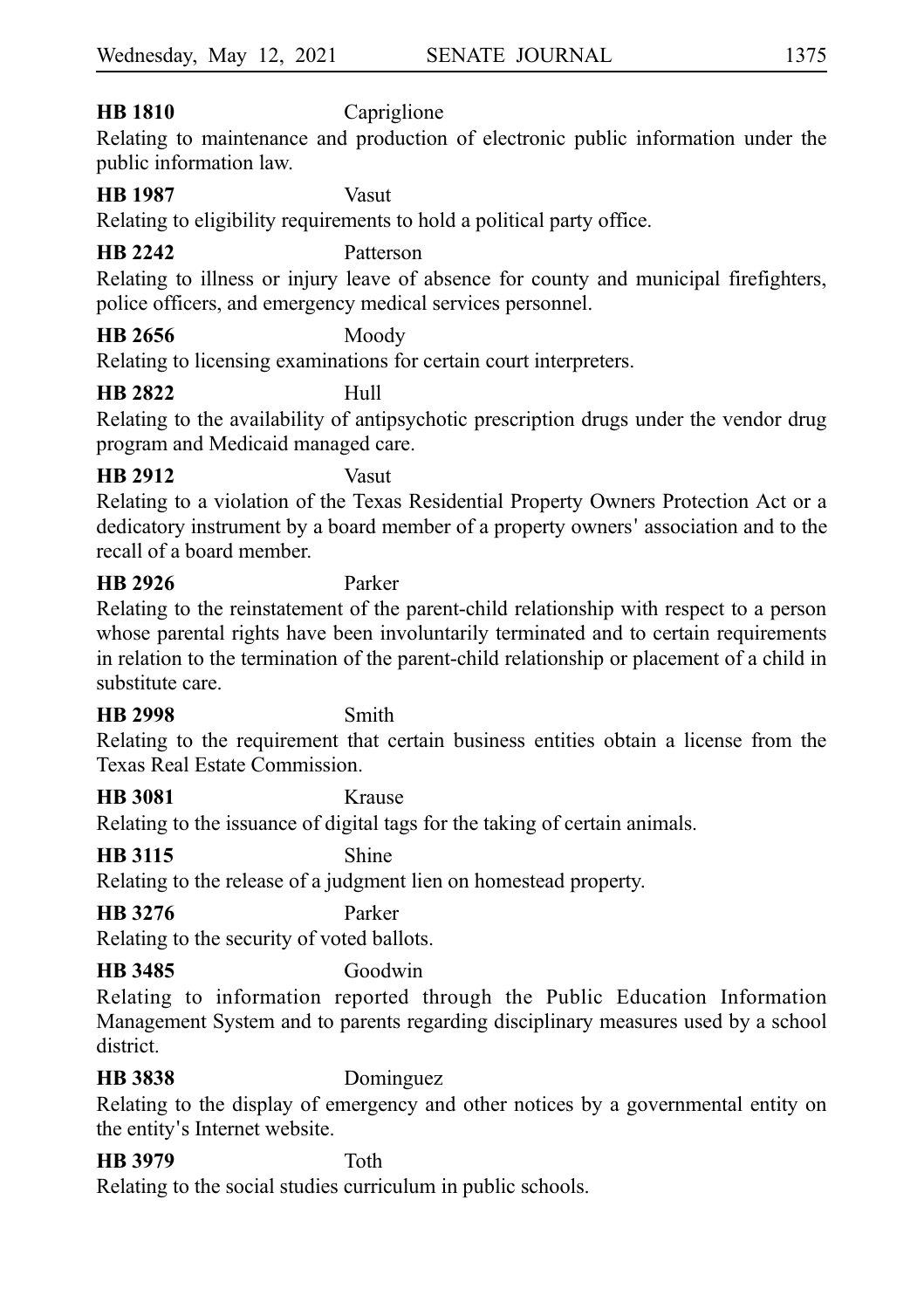**HB 1810** Capriglione
Relating to maintenance and production of electronic public information under the public information law.

**HB 1987** Vasut
Relating to eligibility requirements to hold a political party office.

**HB 2242** Patterson
Relating to illness or injury leave of absence for county and municipal firefighters, police officers, and emergency medical services personnel.

**HB 2656** Moody
Relating to licensing examinations for certain court interpreters.

**HB 2822** Hull
Relating to the availability of antipsychotic prescription drugs under the vendor drug program and Medicaid managed care.

**HB 2912** Vasut
Relating to a violation of the Texas Residential Property Owners Protection Act or a dedicatory instrument by a board member of a property owners' association and to the recall of a board member.

**HB 2926** Parker
Relating to the reinstatement of the parent-child relationship with respect to a person whose parental rights have been involuntarily terminated and to certain requirements in relation to the termination of the parent-child relationship or placement of a child in substitute care.

**HB 2998** Smith
Relating to the requirement that certain business entities obtain a license from the Texas Real Estate Commission.

**HB 3081** Krause
Relating to the issuance of digital tags for the taking of certain animals.

**HB 3115** Shine
Relating to the release of a judgment lien on homestead property.

**HB 3276** Parker
Relating to the security of voted ballots.

**HB 3485** Goodwin
Relating to information reported through the Public Education Information Management System and to parents regarding disciplinary measures used by a school district.

**HB 3838** Dominguez
Relating to the display of emergency and other notices by a governmental entity on the entity's Internet website.

**HB 3979** Toth
Relating to the social studies curriculum in public schools.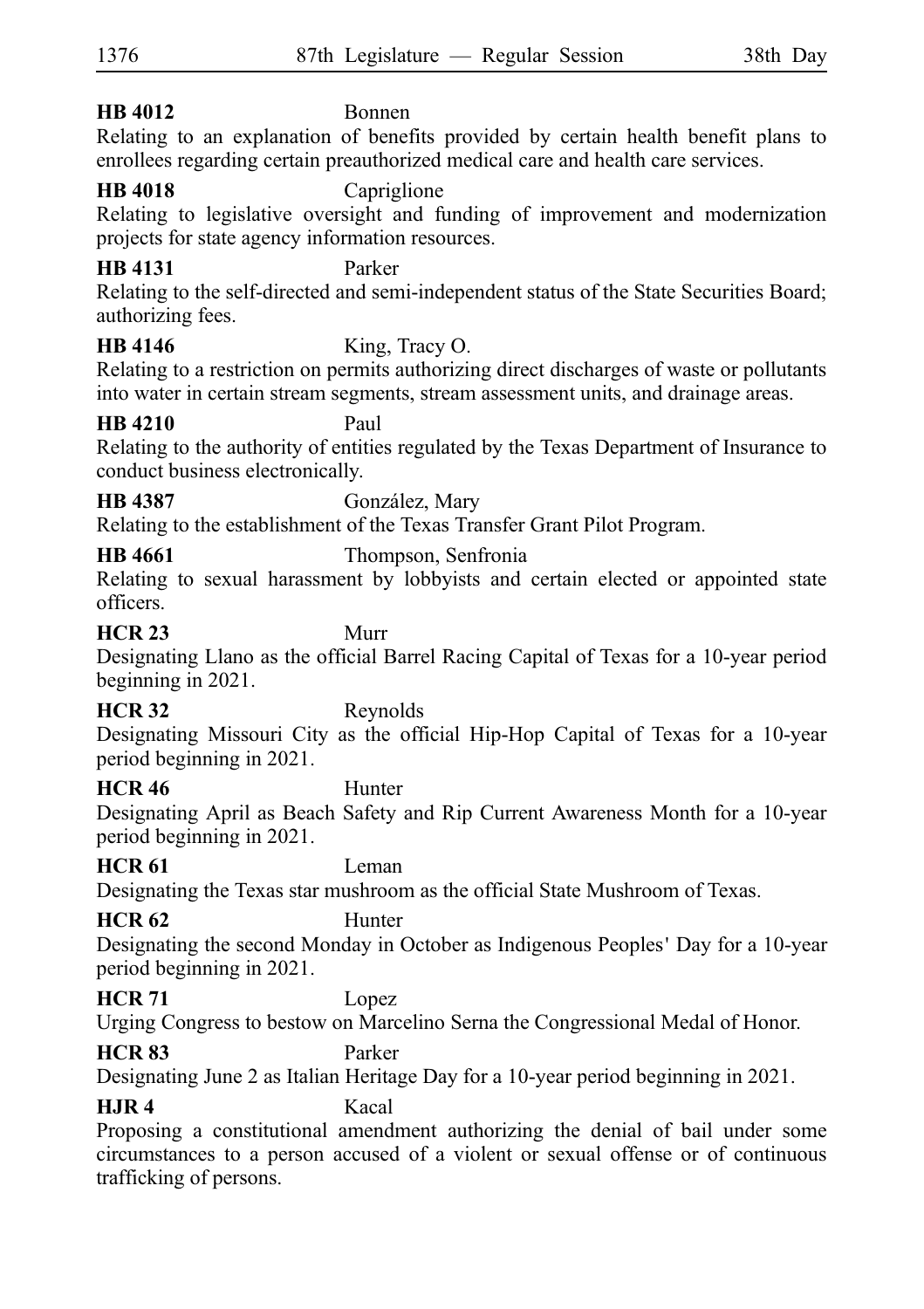**HB 4012** Bonnen

Relating to an explanation of benefits provided by certain health benefit plans to enrollees regarding certain preauthorized medical care and health care services.

**HB 4018** Capriglione

Relating to legislative oversight and funding of improvement and modernization projects for state agency information resources.

**HB 4131** Parker

Relating to the self-directed and semi-independent status of the State Securities Board; authorizing fees.

**HB 4146** King, Tracy O.

Relating to a restriction on permits authorizing direct discharges of waste or pollutants into water in certain stream segments, stream assessment units, and drainage areas.

**HB 4210** Paul

Relating to the authority of entities regulated by the Texas Department of Insurance to conduct business electronically.

**HB 4387** González, Mary

Relating to the establishment of the Texas Transfer Grant Pilot Program.

**HB 4661** Thompson, Senfronia

Relating to sexual harassment by lobbyists and certain elected or appointed state officers.

**HCR 23** Murr

Designating Llano as the official Barrel Racing Capital of Texas for a 10-year period beginning in 2021.

**HCR 32** Reynolds

Designating Missouri City as the official Hip-Hop Capital of Texas for a 10-year period beginning in 2021.

**HCR 46** Hunter

Designating April as Beach Safety and Rip Current Awareness Month for a 10-year period beginning in 2021.

**HCR 61** Leman

Designating the Texas star mushroom as the official State Mushroom of Texas.

**HCR 62** Hunter

Designating the second Monday in October as Indigenous Peoples' Day for a 10-year period beginning in 2021.

**HCR 71** Lopez

Urging Congress to bestow on Marcelino Serna the Congressional Medal of Honor.

**HCR 83** Parker

Designating June 2 as Italian Heritage Day for a 10-year period beginning in 2021.

**HJR 4** Kacal

Proposing a constitutional amendment authorizing the denial of bail under some circumstances to a person accused of a violent or sexual offense or of continuous trafficking of persons.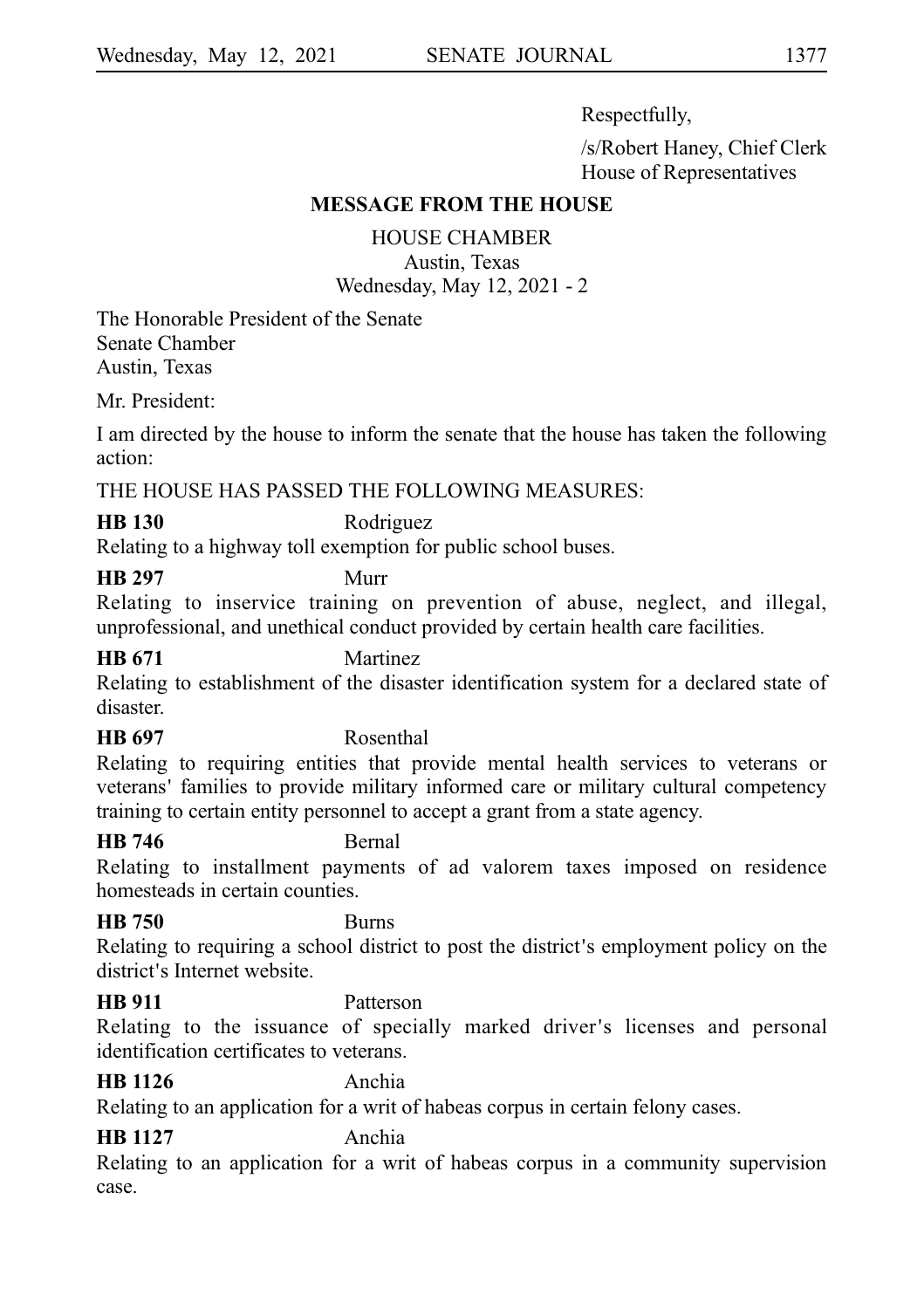Respectfully,

/s/Robert Haney, Chief Clerk
House of Representatives

## MESSAGE FROM THE HOUSE

HOUSE CHAMBER
Austin, Texas
Wednesday, May 12, 2021 - 2

The Honorable President of the Senate
Senate Chamber
Austin, Texas

Mr. President:

I am directed by the house to inform the senate that the house has taken the following action:

THE HOUSE HAS PASSED THE FOLLOWING MEASURES:

**HB 130** Rodriguez
Relating to a highway toll exemption for public school buses.

**HB 297** Murr
Relating to inservice training on prevention of abuse, neglect, and illegal, unprofessional, and unethical conduct provided by certain health care facilities.

**HB 671** Martinez
Relating to establishment of the disaster identification system for a declared state of disaster.

**HB 697** Rosenthal
Relating to requiring entities that provide mental health services to veterans or veterans' families to provide military informed care or military cultural competency training to certain entity personnel to accept a grant from a state agency.

**HB 746** Bernal
Relating to installment payments of ad valorem taxes imposed on residence homesteads in certain counties.

**HB 750** Burns
Relating to requiring a school district to post the district's employment policy on the district's Internet website.

**HB 911** Patterson
Relating to the issuance of specially marked driver's licenses and personal identification certificates to veterans.

**HB 1126** Anchia
Relating to an application for a writ of habeas corpus in certain felony cases.

**HB 1127** Anchia
Relating to an application for a writ of habeas corpus in a community supervision case.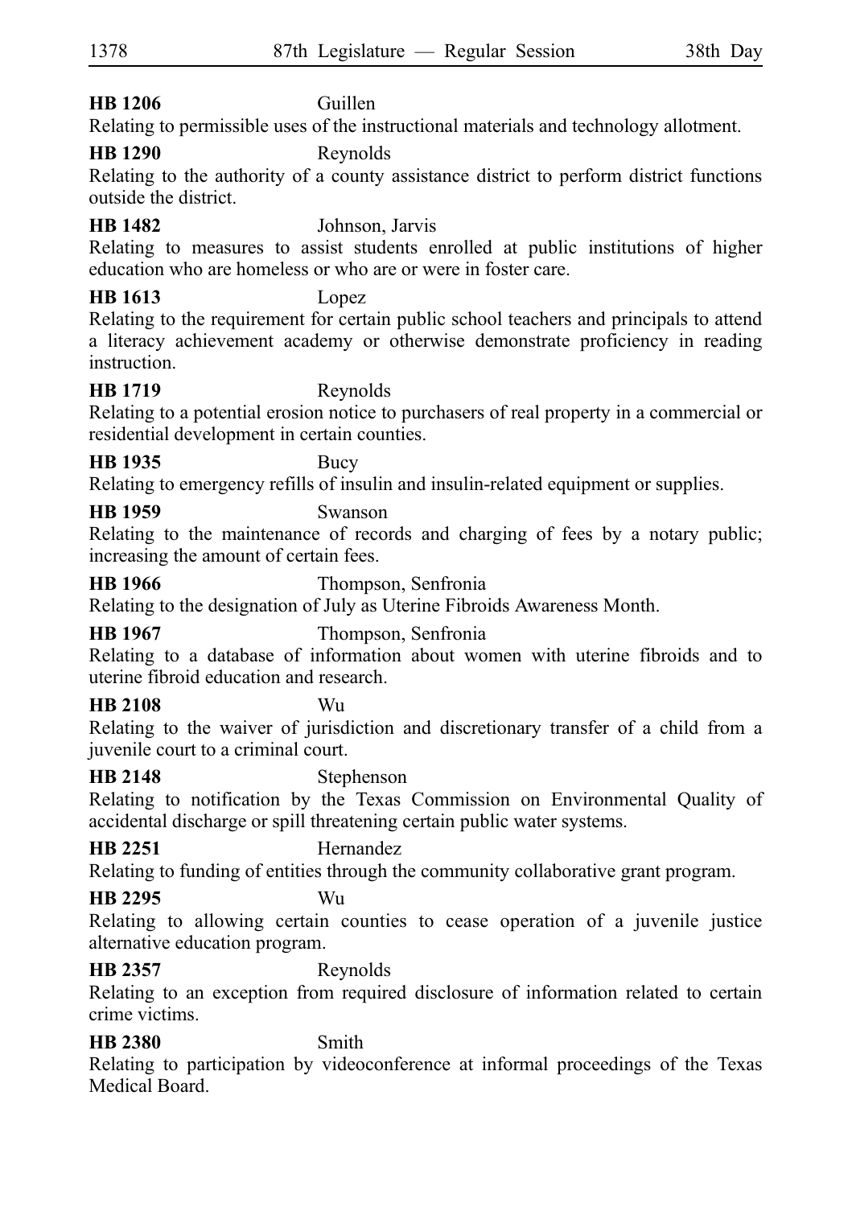**HB 1206** Guillen
Relating to permissible uses of the instructional materials and technology allotment.

**HB 1290** Reynolds
Relating to the authority of a county assistance district to perform district functions outside the district.

**HB 1482** Johnson, Jarvis
Relating to measures to assist students enrolled at public institutions of higher education who are homeless or who are or were in foster care.

**HB 1613** Lopez
Relating to the requirement for certain public school teachers and principals to attend a literacy achievement academy or otherwise demonstrate proficiency in reading instruction.

**HB 1719** Reynolds
Relating to a potential erosion notice to purchasers of real property in a commercial or residential development in certain counties.

**HB 1935** Bucy
Relating to emergency refills of insulin and insulin-related equipment or supplies.

**HB 1959** Swanson
Relating to the maintenance of records and charging of fees by a notary public; increasing the amount of certain fees.

**HB 1966** Thompson, Senfronia
Relating to the designation of July as Uterine Fibroids Awareness Month.

**HB 1967** Thompson, Senfronia
Relating to a database of information about women with uterine fibroids and to uterine fibroid education and research.

**HB 2108** Wu
Relating to the waiver of jurisdiction and discretionary transfer of a child from a juvenile court to a criminal court.

**HB 2148** Stephenson
Relating to notification by the Texas Commission on Environmental Quality of accidental discharge or spill threatening certain public water systems.

**HB 2251** Hernandez
Relating to funding of entities through the community collaborative grant program.

**HB 2295** Wu
Relating to allowing certain counties to cease operation of a juvenile justice alternative education program.

**HB 2357** Reynolds
Relating to an exception from required disclosure of information related to certain crime victims.

**HB 2380** Smith
Relating to participation by videoconference at informal proceedings of the Texas Medical Board.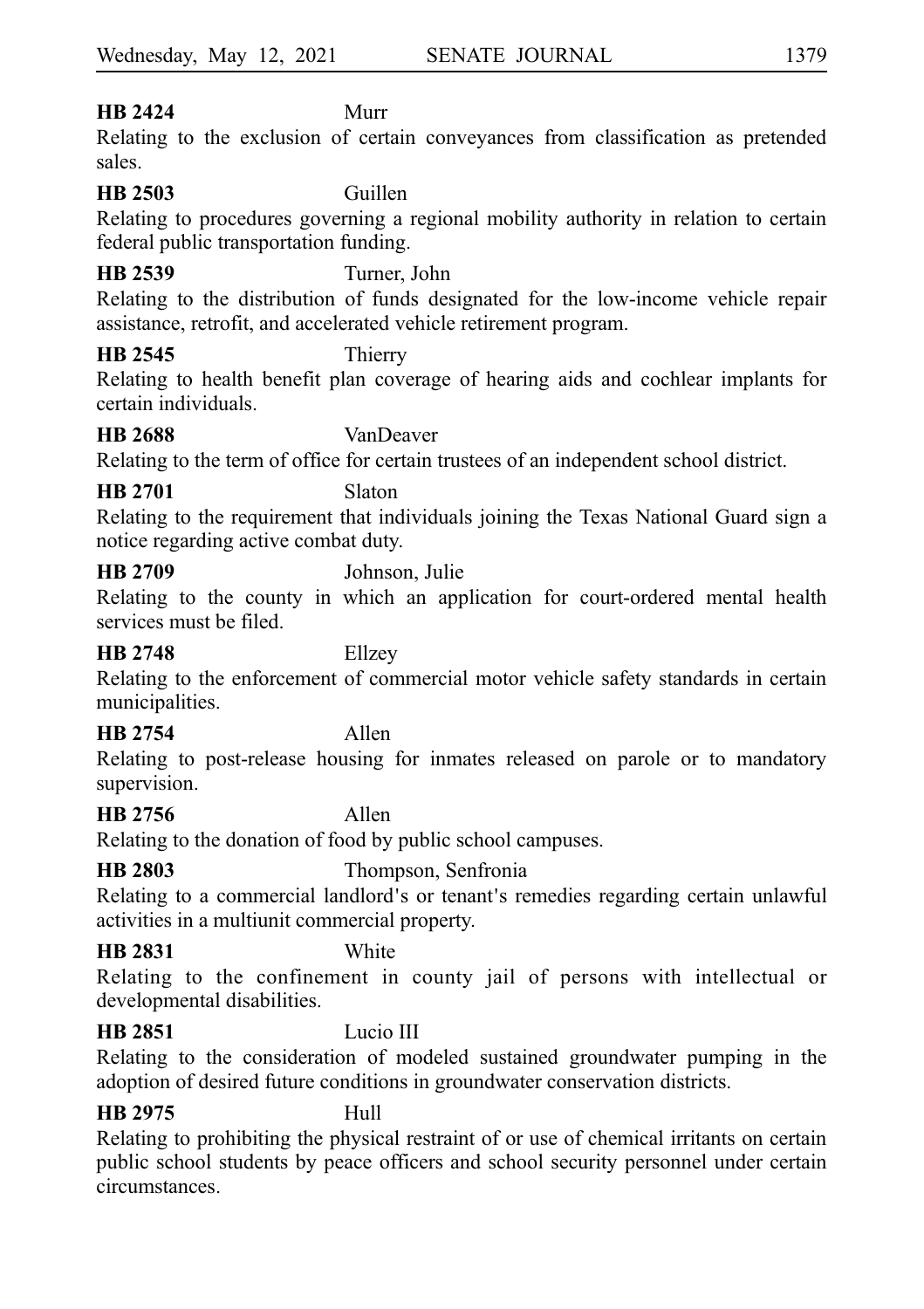**HB 2424** Murr

Relating to the exclusion of certain conveyances from classification as pretended sales.

**HB 2503** Guillen

Relating to procedures governing a regional mobility authority in relation to certain federal public transportation funding.

**HB 2539** Turner, John

Relating to the distribution of funds designated for the low-income vehicle repair assistance, retrofit, and accelerated vehicle retirement program.

**HB 2545** Thierry

Relating to health benefit plan coverage of hearing aids and cochlear implants for certain individuals.

**HB 2688** VanDeaver

Relating to the term of office for certain trustees of an independent school district.

**HB 2701** Slaton

Relating to the requirement that individuals joining the Texas National Guard sign a notice regarding active combat duty.

**HB 2709** Johnson, Julie

Relating to the county in which an application for court-ordered mental health services must be filed.

**HB 2748** Ellzey

Relating to the enforcement of commercial motor vehicle safety standards in certain municipalities.

**HB 2754** Allen

Relating to post-release housing for inmates released on parole or to mandatory supervision.

**HB 2756** Allen

Relating to the donation of food by public school campuses.

**HB 2803** Thompson, Senfronia

Relating to a commercial landlord's or tenant's remedies regarding certain unlawful activities in a multiunit commercial property.

**HB 2831** White

Relating to the confinement in county jail of persons with intellectual or developmental disabilities.

**HB 2851** Lucio III

Relating to the consideration of modeled sustained groundwater pumping in the adoption of desired future conditions in groundwater conservation districts.

**HB 2975** Hull

Relating to prohibiting the physical restraint of or use of chemical irritants on certain public school students by peace officers and school security personnel under certain circumstances.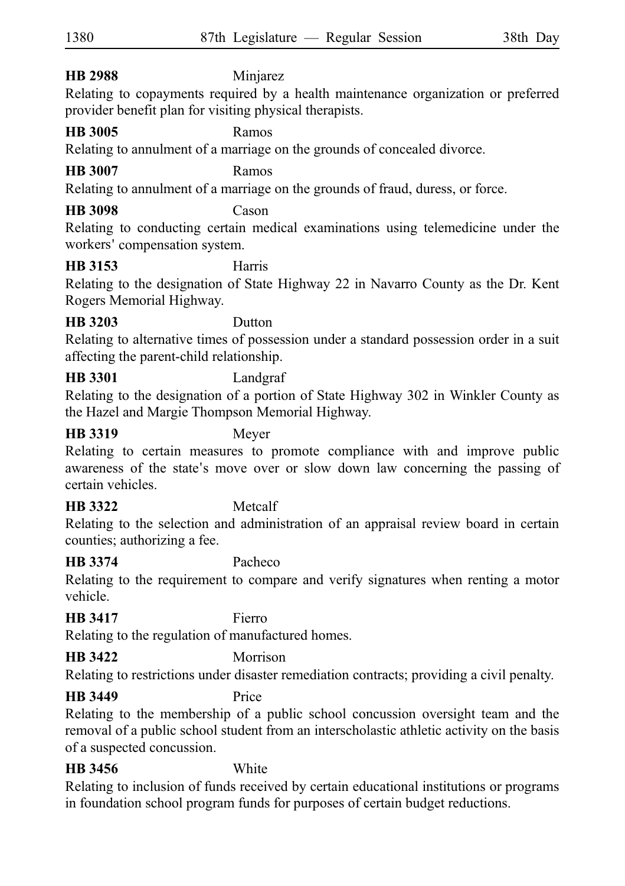**HB 2988** Minjarez

Relating to copayments required by a health maintenance organization or preferred provider benefit plan for visiting physical therapists.

**HB 3005** Ramos

Relating to annulment of a marriage on the grounds of concealed divorce.

**HB 3007** Ramos

Relating to annulment of a marriage on the grounds of fraud, duress, or force.

**HB 3098** Cason

Relating to conducting certain medical examinations using telemedicine under the workers' compensation system.

**HB 3153** Harris

Relating to the designation of State Highway 22 in Navarro County as the Dr. Kent Rogers Memorial Highway.

**HB 3203** Dutton

Relating to alternative times of possession under a standard possession order in a suit affecting the parent-child relationship.

**HB 3301** Landgraf

Relating to the designation of a portion of State Highway 302 in Winkler County as the Hazel and Margie Thompson Memorial Highway.

**HB 3319** Meyer

Relating to certain measures to promote compliance with and improve public awareness of the state's move over or slow down law concerning the passing of certain vehicles.

**HB 3322** Metcalf

Relating to the selection and administration of an appraisal review board in certain counties; authorizing a fee.

**HB 3374** Pacheco

Relating to the requirement to compare and verify signatures when renting a motor vehicle.

**HB 3417** Fierro

Relating to the regulation of manufactured homes.

**HB 3422** Morrison

Relating to restrictions under disaster remediation contracts; providing a civil penalty.

**HB 3449** Price

Relating to the membership of a public school concussion oversight team and the removal of a public school student from an interscholastic athletic activity on the basis of a suspected concussion.

**HB 3456** White

Relating to inclusion of funds received by certain educational institutions or programs in foundation school program funds for purposes of certain budget reductions.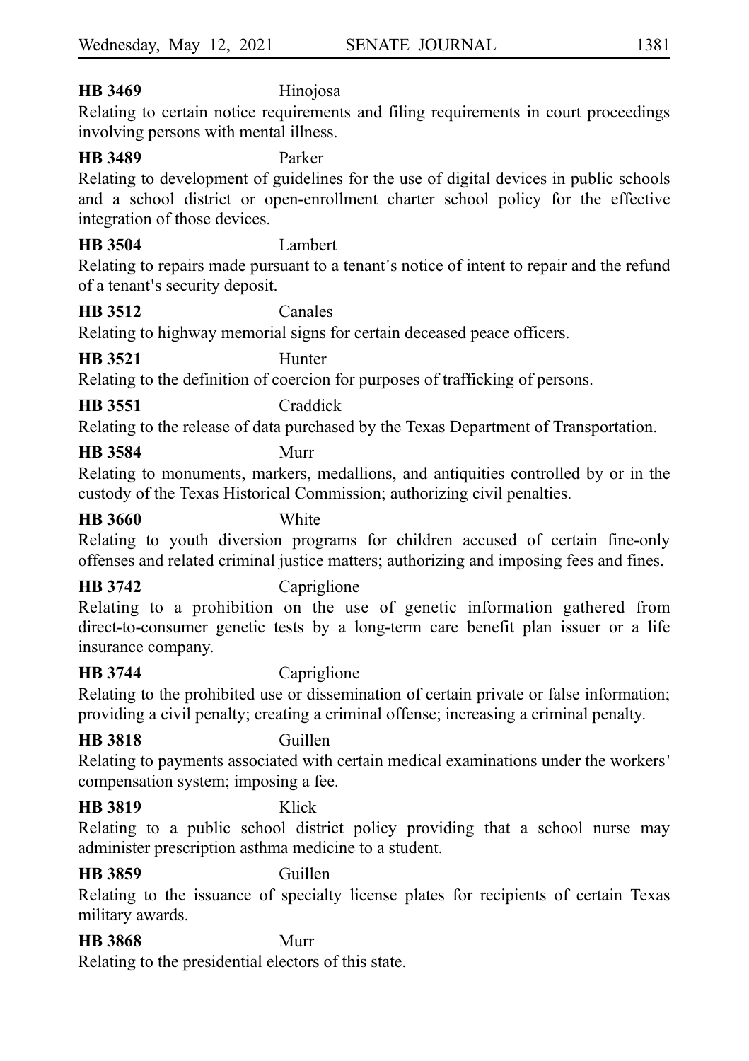**HB 3469** Hinojosa
Relating to certain notice requirements and filing requirements in court proceedings involving persons with mental illness.

**HB 3489** Parker
Relating to development of guidelines for the use of digital devices in public schools and a school district or open-enrollment charter school policy for the effective integration of those devices.

**HB 3504** Lambert
Relating to repairs made pursuant to a tenant's notice of intent to repair and the refund of a tenant's security deposit.

**HB 3512** Canales
Relating to highway memorial signs for certain deceased peace officers.

**HB 3521** Hunter
Relating to the definition of coercion for purposes of trafficking of persons.

**HB 3551** Craddick
Relating to the release of data purchased by the Texas Department of Transportation.

**HB 3584** Murr
Relating to monuments, markers, medallions, and antiquities controlled by or in the custody of the Texas Historical Commission; authorizing civil penalties.

**HB 3660** White
Relating to youth diversion programs for children accused of certain fine-only offenses and related criminal justice matters; authorizing and imposing fees and fines.

**HB 3742** Capriglione
Relating to a prohibition on the use of genetic information gathered from direct-to-consumer genetic tests by a long-term care benefit plan issuer or a life insurance company.

**HB 3744** Capriglione
Relating to the prohibited use or dissemination of certain private or false information; providing a civil penalty; creating a criminal offense; increasing a criminal penalty.

**HB 3818** Guillen
Relating to payments associated with certain medical examinations under the workers' compensation system; imposing a fee.

**HB 3819** Klick
Relating to a public school district policy providing that a school nurse may administer prescription asthma medicine to a student.

**HB 3859** Guillen
Relating to the issuance of specialty license plates for recipients of certain Texas military awards.

**HB 3868** Murr
Relating to the presidential electors of this state.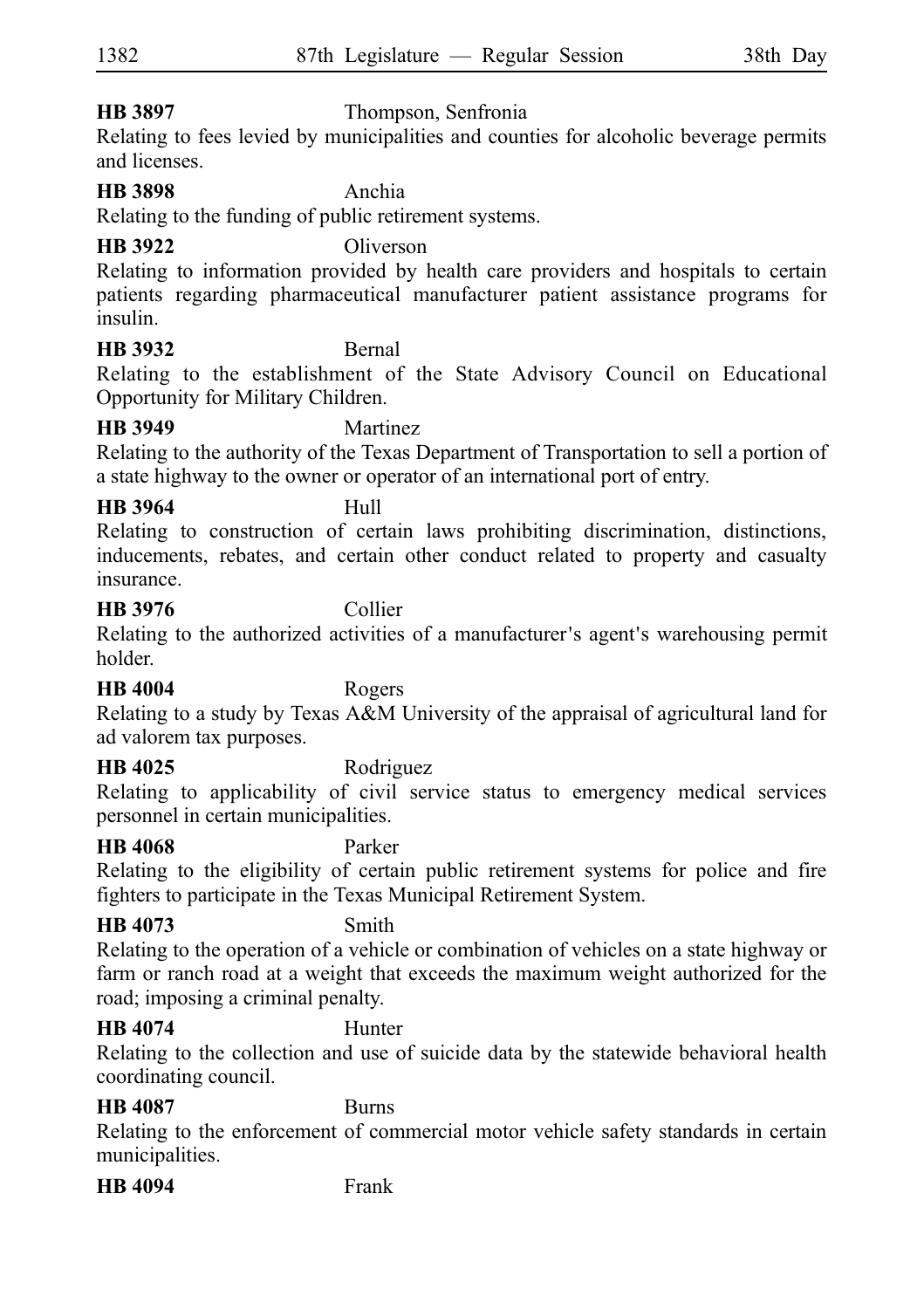**HB 3897** Thompson, Senfronia
Relating to fees levied by municipalities and counties for alcoholic beverage permits and licenses.

**HB 3898** Anchia
Relating to the funding of public retirement systems.

**HB 3922** Oliverson
Relating to information provided by health care providers and hospitals to certain patients regarding pharmaceutical manufacturer patient assistance programs for insulin.

**HB 3932** Bernal
Relating to the establishment of the State Advisory Council on Educational Opportunity for Military Children.

**HB 3949** Martinez
Relating to the authority of the Texas Department of Transportation to sell a portion of a state highway to the owner or operator of an international port of entry.

**HB 3964** Hull
Relating to construction of certain laws prohibiting discrimination, distinctions, inducements, rebates, and certain other conduct related to property and casualty insurance.

**HB 3976** Collier
Relating to the authorized activities of a manufacturer's agent's warehousing permit holder.

**HB 4004** Rogers
Relating to a study by Texas A&M University of the appraisal of agricultural land for ad valorem tax purposes.

**HB 4025** Rodriguez
Relating to applicability of civil service status to emergency medical services personnel in certain municipalities.

**HB 4068** Parker
Relating to the eligibility of certain public retirement systems for police and fire fighters to participate in the Texas Municipal Retirement System.

**HB 4073** Smith
Relating to the operation of a vehicle or combination of vehicles on a state highway or farm or ranch road at a weight that exceeds the maximum weight authorized for the road; imposing a criminal penalty.

**HB 4074** Hunter
Relating to the collection and use of suicide data by the statewide behavioral health coordinating council.

**HB 4087** Burns
Relating to the enforcement of commercial motor vehicle safety standards in certain municipalities.

**HB 4094** Frank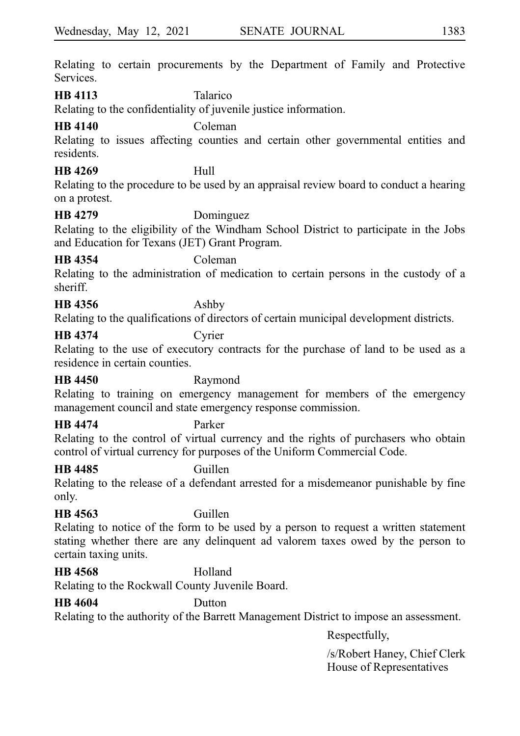Relating to certain procurements by the Department of Family and Protective Services.

**HB 4113** Talarico

Relating to the confidentiality of juvenile justice information.

**HB 4140** Coleman

Relating to issues affecting counties and certain other governmental entities and residents.

**HB 4269** Hull

Relating to the procedure to be used by an appraisal review board to conduct a hearing on a protest.

**HB 4279** Dominguez

Relating to the eligibility of the Windham School District to participate in the Jobs and Education for Texans (JET) Grant Program.

**HB 4354** Coleman

Relating to the administration of medication to certain persons in the custody of a sheriff.

**HB 4356** Ashby

Relating to the qualifications of directors of certain municipal development districts.

**HB 4374** Cyrier

Relating to the use of executory contracts for the purchase of land to be used as a residence in certain counties.

**HB 4450** Raymond

Relating to training on emergency management for members of the emergency management council and state emergency response commission.

**HB 4474** Parker

Relating to the control of virtual currency and the rights of purchasers who obtain control of virtual currency for purposes of the Uniform Commercial Code.

**HB 4485** Guillen

Relating to the release of a defendant arrested for a misdemeanor punishable by fine only.

**HB 4563** Guillen

Relating to notice of the form to be used by a person to request a written statement stating whether there are any delinquent ad valorem taxes owed by the person to certain taxing units.

**HB 4568** Holland

Relating to the Rockwall County Juvenile Board.

**HB 4604** Dutton

Relating to the authority of the Barrett Management District to impose an assessment.

Respectfully,

/s/Robert Haney, Chief Clerk
House of Representatives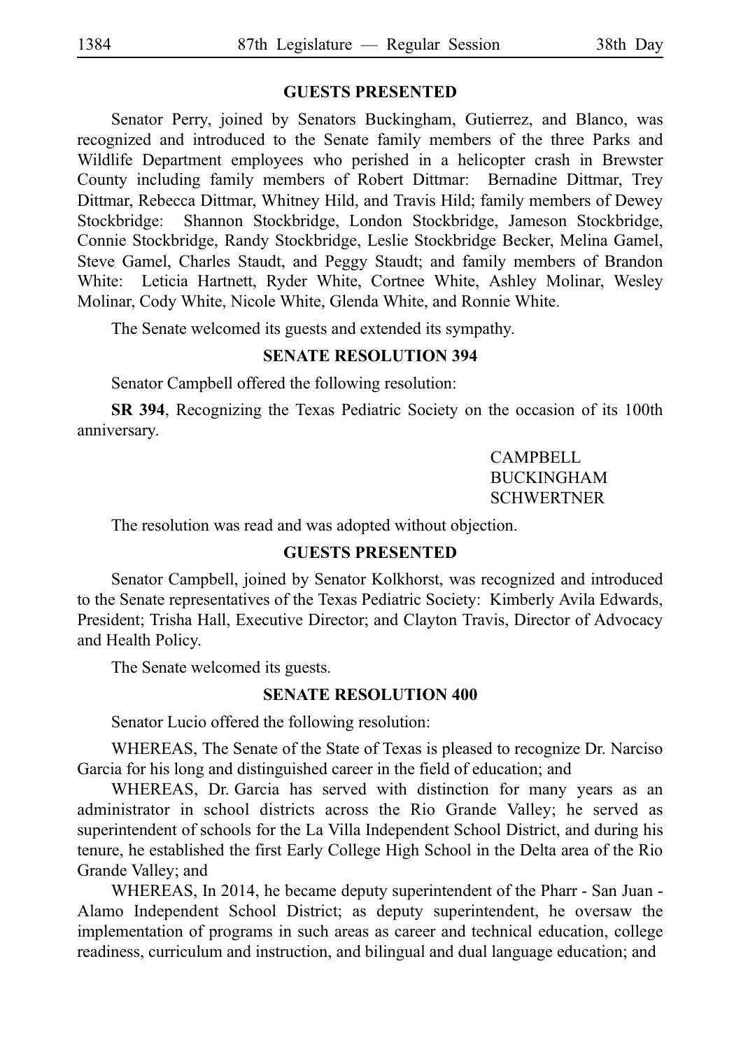## GUESTS PRESENTED

Senator Perry, joined by Senators Buckingham, Gutierrez, and Blanco, was recognized and introduced to the Senate family members of the three Parks and Wildlife Department employees who perished in a helicopter crash in Brewster County including family members of Robert Dittmar: Bernadine Dittmar, Trey Dittmar, Rebecca Dittmar, Whitney Hild, and Travis Hild; family members of Dewey Stockbridge: Shannon Stockbridge, London Stockbridge, Jameson Stockbridge, Connie Stockbridge, Randy Stockbridge, Leslie Stockbridge Becker, Melina Gamel, Steve Gamel, Charles Staudt, and Peggy Staudt; and family members of Brandon White: Leticia Hartnett, Ryder White, Cortnee White, Ashley Molinar, Wesley Molinar, Cody White, Nicole White, Glenda White, and Ronnie White.

The Senate welcomed its guests and extended its sympathy.

## SENATE RESOLUTION 394

Senator Campbell offered the following resolution:

**SR 394**, Recognizing the Texas Pediatric Society on the occasion of its 100th anniversary.

CAMPBELL
BUCKINGHAM
SCHWERTNER

The resolution was read and was adopted without objection.

## GUESTS PRESENTED

Senator Campbell, joined by Senator Kolkhorst, was recognized and introduced to the Senate representatives of the Texas Pediatric Society: Kimberly Avila Edwards, President; Trisha Hall, Executive Director; and Clayton Travis, Director of Advocacy and Health Policy.

The Senate welcomed its guests.

## SENATE RESOLUTION 400

Senator Lucio offered the following resolution:

WHEREAS, The Senate of the State of Texas is pleased to recognize Dr. Narciso Garcia for his long and distinguished career in the field of education; and

WHEREAS, Dr. Garcia has served with distinction for many years as an administrator in school districts across the Rio Grande Valley; he served as superintendent of schools for the La Villa Independent School District, and during his tenure, he established the first Early College High School in the Delta area of the Rio Grande Valley; and

WHEREAS, In 2014, he became deputy superintendent of the Pharr - San Juan - Alamo Independent School District; as deputy superintendent, he oversaw the implementation of programs in such areas as career and technical education, college readiness, curriculum and instruction, and bilingual and dual language education; and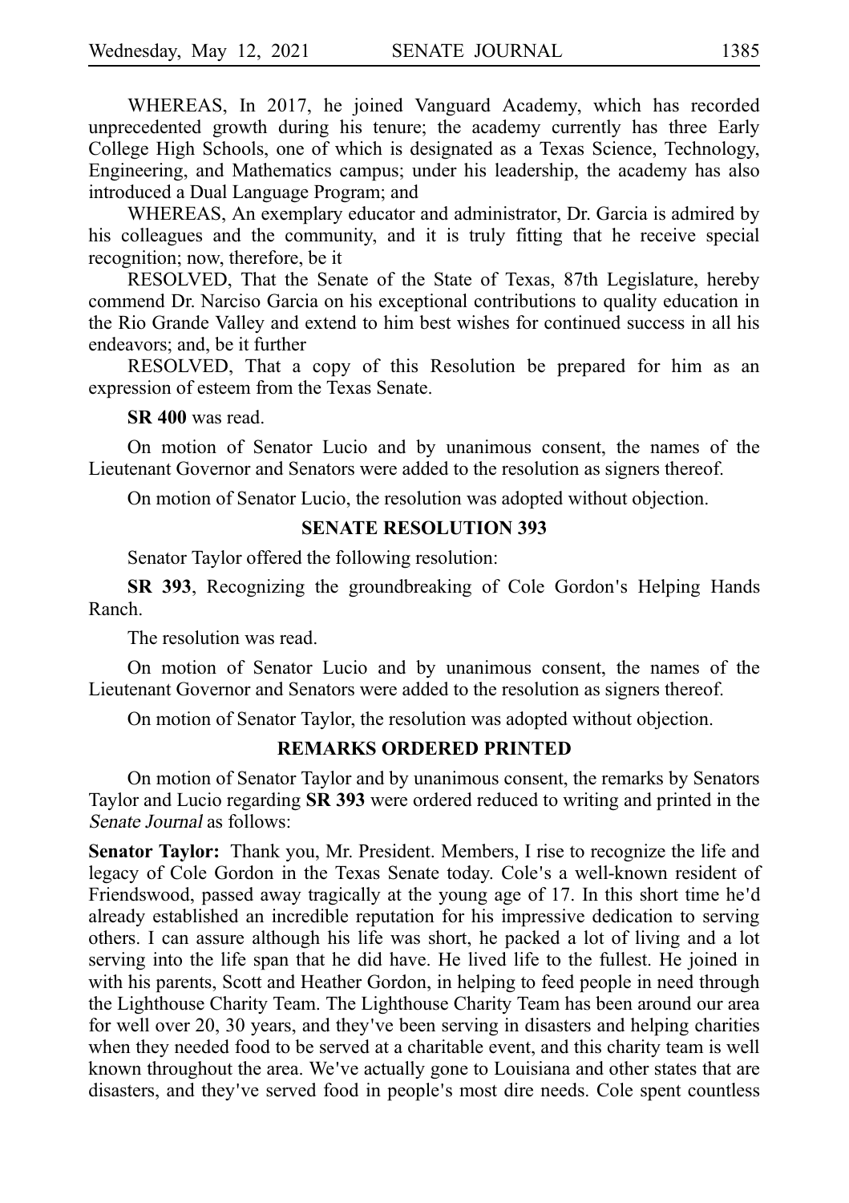WHEREAS, In 2017, he joined Vanguard Academy, which has recorded unprecedented growth during his tenure; the academy currently has three Early College High Schools, one of which is designated as a Texas Science, Technology, Engineering, and Mathematics campus; under his leadership, the academy has also introduced a Dual Language Program; and

WHEREAS, An exemplary educator and administrator, Dr. Garcia is admired by his colleagues and the community, and it is truly fitting that he receive special recognition; now, therefore, be it

RESOLVED, That the Senate of the State of Texas, 87th Legislature, hereby commend Dr. Narciso Garcia on his exceptional contributions to quality education in the Rio Grande Valley and extend to him best wishes for continued success in all his endeavors; and, be it further

RESOLVED, That a copy of this Resolution be prepared for him as an expression of esteem from the Texas Senate.

**SR 400** was read.

On motion of Senator Lucio and by unanimous consent, the names of the Lieutenant Governor and Senators were added to the resolution as signers thereof.

On motion of Senator Lucio, the resolution was adopted without objection.

## SENATE RESOLUTION 393

Senator Taylor offered the following resolution:

**SR 393**, Recognizing the groundbreaking of Cole Gordon's Helping Hands Ranch.

The resolution was read.

On motion of Senator Lucio and by unanimous consent, the names of the Lieutenant Governor and Senators were added to the resolution as signers thereof.

On motion of Senator Taylor, the resolution was adopted without objection.

## REMARKS ORDERED PRINTED

On motion of Senator Taylor and by unanimous consent, the remarks by Senators Taylor and Lucio regarding **SR 393** were ordered reduced to writing and printed in the *Senate Journal* as follows:

**Senator Taylor:** Thank you, Mr. President. Members, I rise to recognize the life and legacy of Cole Gordon in the Texas Senate today. Cole's a well-known resident of Friendswood, passed away tragically at the young age of 17. In this short time he'd already established an incredible reputation for his impressive dedication to serving others. I can assure although his life was short, he packed a lot of living and a lot serving into the life span that he did have. He lived life to the fullest. He joined in with his parents, Scott and Heather Gordon, in helping to feed people in need through the Lighthouse Charity Team. The Lighthouse Charity Team has been around our area for well over 20, 30 years, and they've been serving in disasters and helping charities when they needed food to be served at a charitable event, and this charity team is well known throughout the area. We've actually gone to Louisiana and other states that are disasters, and they've served food in people's most dire needs. Cole spent countless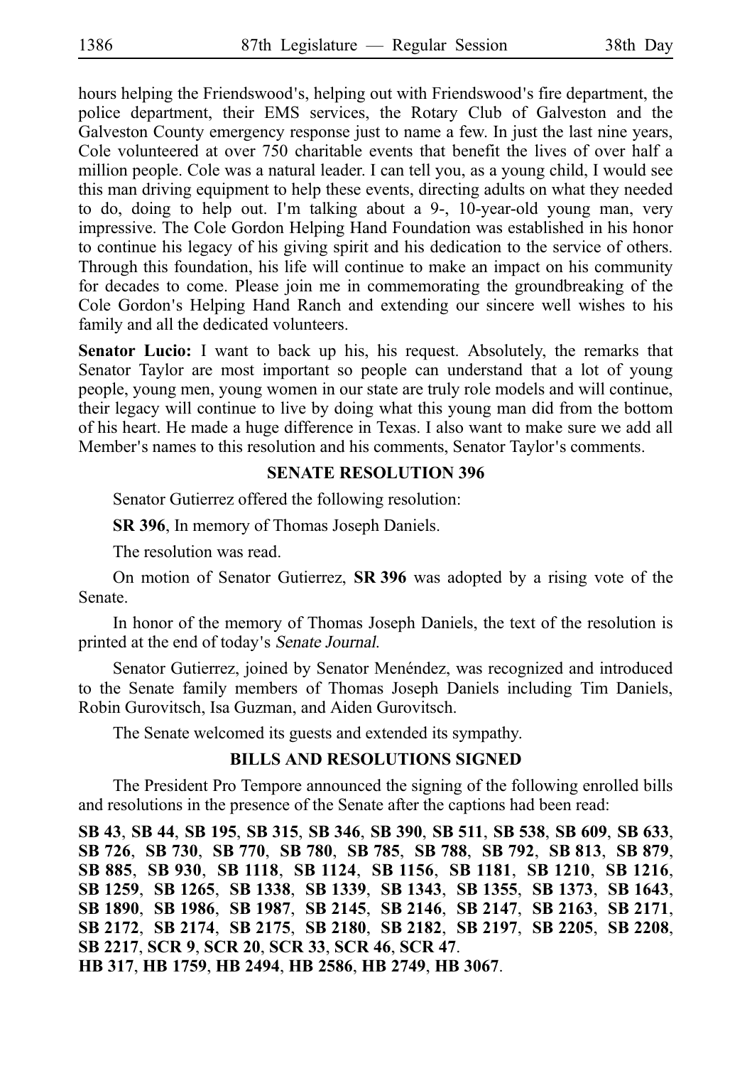hours helping the Friendswood's, helping out with Friendswood's fire department, the police department, their EMS services, the Rotary Club of Galveston and the Galveston County emergency response just to name a few. In just the last nine years, Cole volunteered at over 750 charitable events that benefit the lives of over half a million people. Cole was a natural leader. I can tell you, as a young child, I would see this man driving equipment to help these events, directing adults on what they needed to do, doing to help out. I'm talking about a 9-, 10-year-old young man, very impressive. The Cole Gordon Helping Hand Foundation was established in his honor to continue his legacy of his giving spirit and his dedication to the service of others. Through this foundation, his life will continue to make an impact on his community for decades to come. Please join me in commemorating the groundbreaking of the Cole Gordon's Helping Hand Ranch and extending our sincere well wishes to his family and all the dedicated volunteers.

**Senator Lucio:** I want to back up his, his request. Absolutely, the remarks that Senator Taylor are most important so people can understand that a lot of young people, young men, young women in our state are truly role models and will continue, their legacy will continue to live by doing what this young man did from the bottom of his heart. He made a huge difference in Texas. I also want to make sure we add all Member's names to this resolution and his comments, Senator Taylor's comments.

## SENATE RESOLUTION 396

Senator Gutierrez offered the following resolution:

**SR 396**, In memory of Thomas Joseph Daniels.

The resolution was read.

On motion of Senator Gutierrez, **SR 396** was adopted by a rising vote of the Senate.

In honor of the memory of Thomas Joseph Daniels, the text of the resolution is printed at the end of today's *Senate Journal*.

Senator Gutierrez, joined by Senator Menéndez, was recognized and introduced to the Senate family members of Thomas Joseph Daniels including Tim Daniels, Robin Gurovitsch, Isa Guzman, and Aiden Gurovitsch.

The Senate welcomed its guests and extended its sympathy.

## BILLS AND RESOLUTIONS SIGNED

The President Pro Tempore announced the signing of the following enrolled bills and resolutions in the presence of the Senate after the captions had been read:

**SB 43**, **SB 44**, **SB 195**, **SB 315**, **SB 346**, **SB 390**, **SB 511**, **SB 538**, **SB 609**, **SB 633**, **SB 726**, **SB 730**, **SB 770**, **SB 780**, **SB 785**, **SB 788**, **SB 792**, **SB 813**, **SB 879**, **SB 885**, **SB 930**, **SB 1118**, **SB 1124**, **SB 1156**, **SB 1181**, **SB 1210**, **SB 1216**, **SB 1259**, **SB 1265**, **SB 1338**, **SB 1339**, **SB 1343**, **SB 1355**, **SB 1373**, **SB 1643**, **SB 1890**, **SB 1986**, **SB 1987**, **SB 2145**, **SB 2146**, **SB 2147**, **SB 2163**, **SB 2171**, **SB 2172**, **SB 2174**, **SB 2175**, **SB 2180**, **SB 2182**, **SB 2197**, **SB 2205**, **SB 2208**, **SB 2217**, **SCR 9**, **SCR 20**, **SCR 33**, **SCR 46**, **SCR 47**.
**HB 317**, **HB 1759**, **HB 2494**, **HB 2586**, **HB 2749**, **HB 3067**.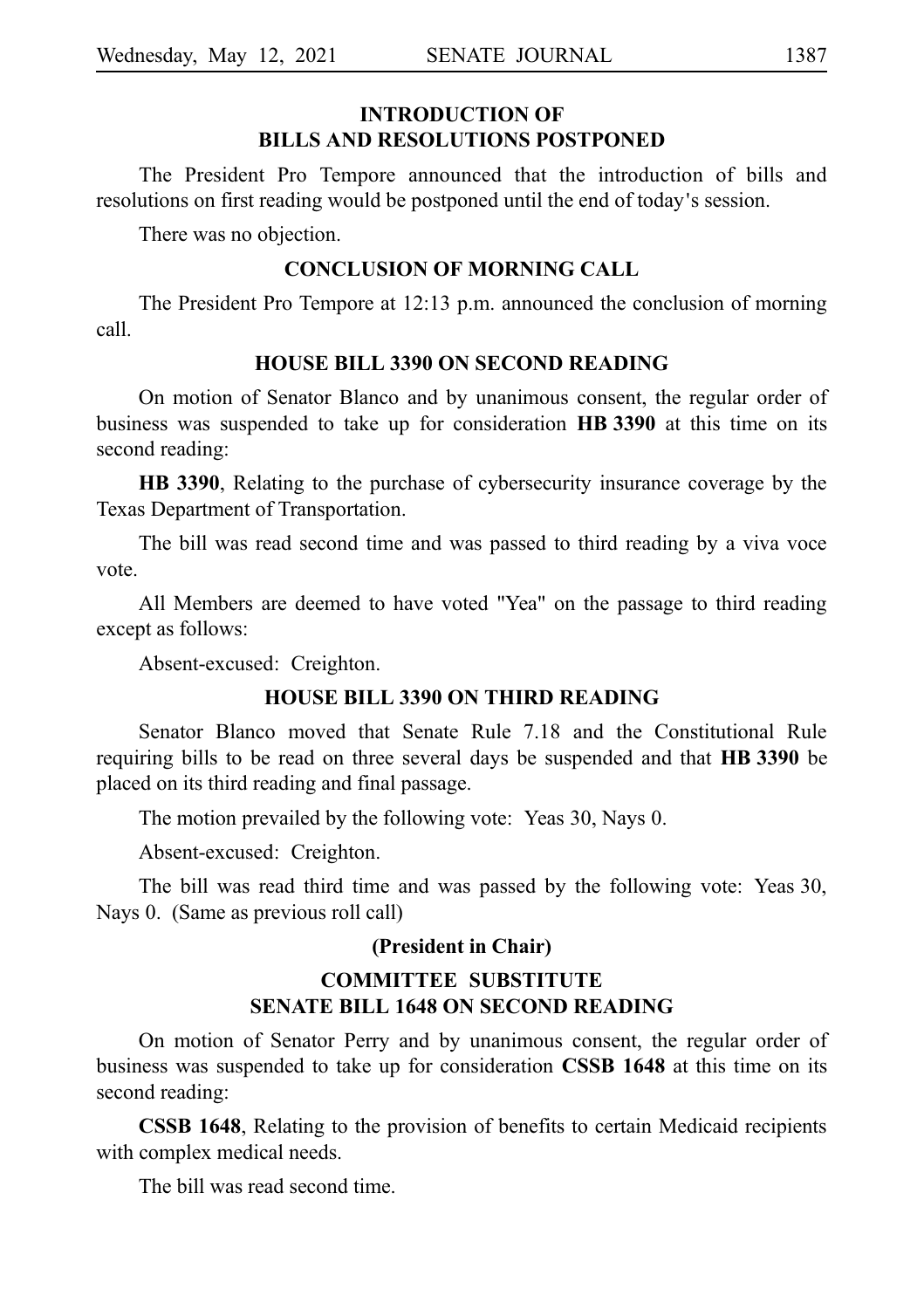## INTRODUCTION OF BILLS AND RESOLUTIONS POSTPONED

The President Pro Tempore announced that the introduction of bills and resolutions on first reading would be postponed until the end of today's session.

There was no objection.

## CONCLUSION OF MORNING CALL

The President Pro Tempore at 12:13 p.m. announced the conclusion of morning call.

## HOUSE BILL 3390 ON SECOND READING

On motion of Senator Blanco and by unanimous consent, the regular order of business was suspended to take up for consideration **HB 3390** at this time on its second reading:

**HB 3390**, Relating to the purchase of cybersecurity insurance coverage by the Texas Department of Transportation.

The bill was read second time and was passed to third reading by a viva voce vote.

All Members are deemed to have voted "Yea" on the passage to third reading except as follows:

Absent-excused: Creighton.

## HOUSE BILL 3390 ON THIRD READING

Senator Blanco moved that Senate Rule 7.18 and the Constitutional Rule requiring bills to be read on three several days be suspended and that **HB 3390** be placed on its third reading and final passage.

The motion prevailed by the following vote: Yeas 30, Nays 0.

Absent-excused: Creighton.

The bill was read third time and was passed by the following vote: Yeas 30, Nays 0. (Same as previous roll call)

**(President in Chair)**

## COMMITTEE SUBSTITUTE SENATE BILL 1648 ON SECOND READING

On motion of Senator Perry and by unanimous consent, the regular order of business was suspended to take up for consideration **CSSB 1648** at this time on its second reading:

**CSSB 1648**, Relating to the provision of benefits to certain Medicaid recipients with complex medical needs.

The bill was read second time.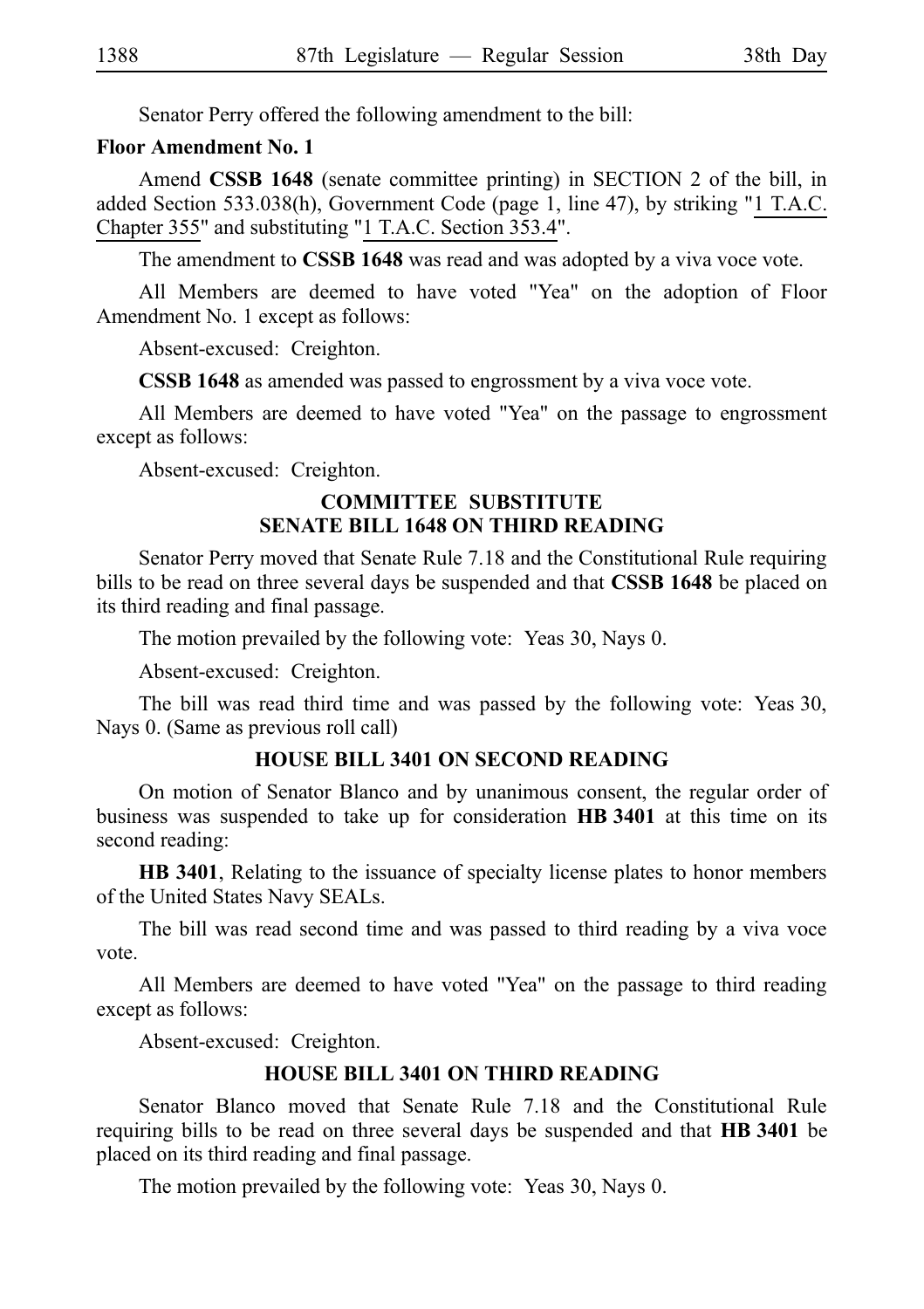Senator Perry offered the following amendment to the bill:

**Floor Amendment No. 1**

Amend **CSSB 1648** (senate committee printing) in SECTION 2 of the bill, in added Section 533.038(h), Government Code (page 1, line 47), by striking "1 T.A.C. Chapter 355" and substituting "1 T.A.C. Section 353.4".

The amendment to **CSSB 1648** was read and was adopted by a viva voce vote.

All Members are deemed to have voted "Yea" on the adoption of Floor Amendment No. 1 except as follows:

Absent-excused: Creighton.

**CSSB 1648** as amended was passed to engrossment by a viva voce vote.

All Members are deemed to have voted "Yea" on the passage to engrossment except as follows:

Absent-excused: Creighton.

## COMMITTEE SUBSTITUTE SENATE BILL 1648 ON THIRD READING

Senator Perry moved that Senate Rule 7.18 and the Constitutional Rule requiring bills to be read on three several days be suspended and that **CSSB 1648** be placed on its third reading and final passage.

The motion prevailed by the following vote: Yeas 30, Nays 0.

Absent-excused: Creighton.

The bill was read third time and was passed by the following vote: Yeas 30, Nays 0. (Same as previous roll call)

## HOUSE BILL 3401 ON SECOND READING

On motion of Senator Blanco and by unanimous consent, the regular order of business was suspended to take up for consideration **HB 3401** at this time on its second reading:

**HB 3401**, Relating to the issuance of specialty license plates to honor members of the United States Navy SEALs.

The bill was read second time and was passed to third reading by a viva voce vote.

All Members are deemed to have voted "Yea" on the passage to third reading except as follows:

Absent-excused: Creighton.

## HOUSE BILL 3401 ON THIRD READING

Senator Blanco moved that Senate Rule 7.18 and the Constitutional Rule requiring bills to be read on three several days be suspended and that **HB 3401** be placed on its third reading and final passage.

The motion prevailed by the following vote: Yeas 30, Nays 0.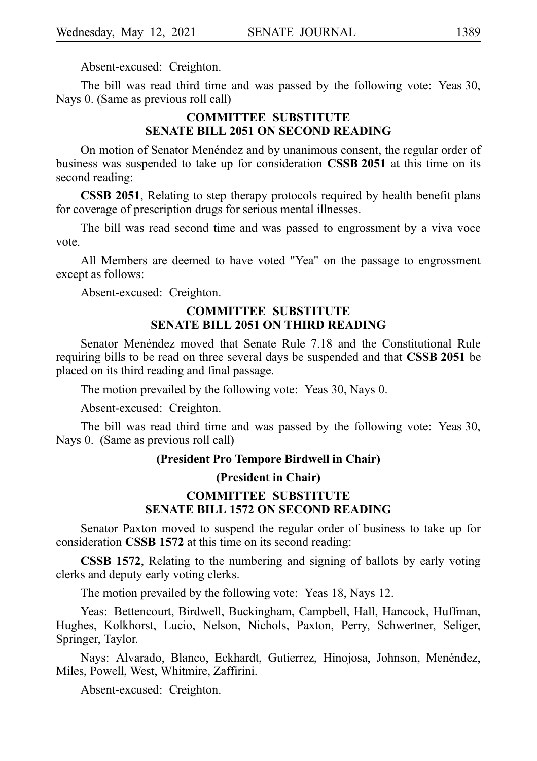Absent-excused: Creighton.

The bill was read third time and was passed by the following vote: Yeas 30, Nays 0. (Same as previous roll call)

## COMMITTEE SUBSTITUTE SENATE BILL 2051 ON SECOND READING

On motion of Senator Menéndez and by unanimous consent, the regular order of business was suspended to take up for consideration **CSSB 2051** at this time on its second reading:

**CSSB 2051**, Relating to step therapy protocols required by health benefit plans for coverage of prescription drugs for serious mental illnesses.

The bill was read second time and was passed to engrossment by a viva voce vote.

All Members are deemed to have voted "Yea" on the passage to engrossment except as follows:

Absent-excused: Creighton.

## COMMITTEE SUBSTITUTE SENATE BILL 2051 ON THIRD READING

Senator Menéndez moved that Senate Rule 7.18 and the Constitutional Rule requiring bills to be read on three several days be suspended and that **CSSB 2051** be placed on its third reading and final passage.

The motion prevailed by the following vote: Yeas 30, Nays 0.

Absent-excused: Creighton.

The bill was read third time and was passed by the following vote: Yeas 30, Nays 0. (Same as previous roll call)

**(President Pro Tempore Birdwell in Chair)**

**(President in Chair)**

## COMMITTEE SUBSTITUTE SENATE BILL 1572 ON SECOND READING

Senator Paxton moved to suspend the regular order of business to take up for consideration **CSSB 1572** at this time on its second reading:

**CSSB 1572**, Relating to the numbering and signing of ballots by early voting clerks and deputy early voting clerks.

The motion prevailed by the following vote: Yeas 18, Nays 12.

Yeas: Bettencourt, Birdwell, Buckingham, Campbell, Hall, Hancock, Huffman, Hughes, Kolkhorst, Lucio, Nelson, Nichols, Paxton, Perry, Schwertner, Seliger, Springer, Taylor.

Nays: Alvarado, Blanco, Eckhardt, Gutierrez, Hinojosa, Johnson, Menéndez, Miles, Powell, West, Whitmire, Zaffirini.

Absent-excused: Creighton.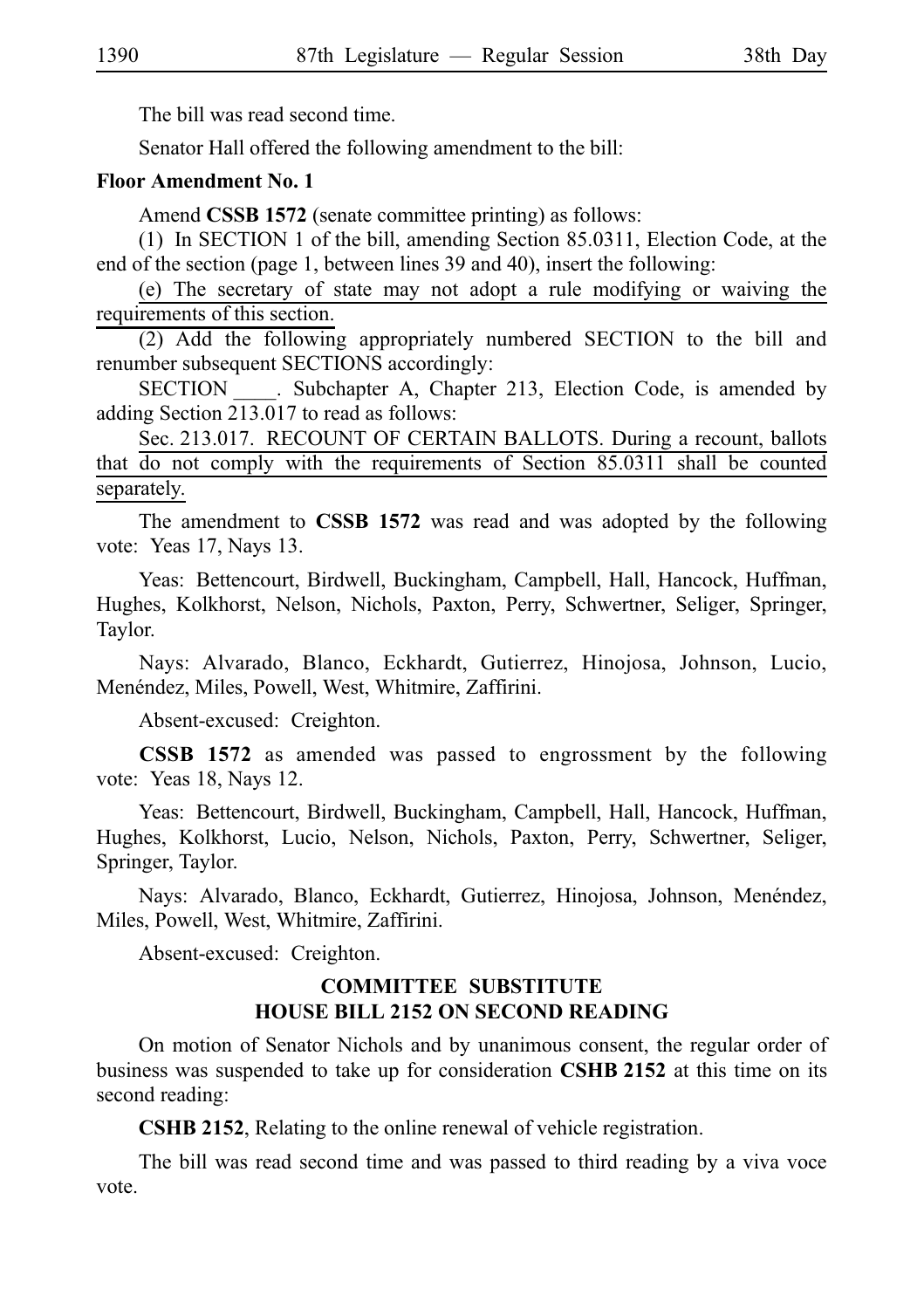The bill was read second time.

Senator Hall offered the following amendment to the bill:

**Floor Amendment No. 1**

Amend **CSSB 1572** (senate committee printing) as follows:

(1) In SECTION 1 of the bill, amending Section 85.0311, Election Code, at the end of the section (page 1, between lines 39 and 40), insert the following:

(e) The secretary of state may not adopt a rule modifying or waiving the requirements of this section.

(2) Add the following appropriately numbered SECTION to the bill and renumber subsequent SECTIONS accordingly:

SECTION ____. Subchapter A, Chapter 213, Election Code, is amended by adding Section 213.017 to read as follows:

Sec. 213.017. RECOUNT OF CERTAIN BALLOTS. During a recount, ballots that do not comply with the requirements of Section 85.0311 shall be counted separately.

The amendment to **CSSB 1572** was read and was adopted by the following vote: Yeas 17, Nays 13.

Yeas: Bettencourt, Birdwell, Buckingham, Campbell, Hall, Hancock, Huffman, Hughes, Kolkhorst, Nelson, Nichols, Paxton, Perry, Schwertner, Seliger, Springer, Taylor.

Nays: Alvarado, Blanco, Eckhardt, Gutierrez, Hinojosa, Johnson, Lucio, Menéndez, Miles, Powell, West, Whitmire, Zaffirini.

Absent-excused: Creighton.

**CSSB 1572** as amended was passed to engrossment by the following vote: Yeas 18, Nays 12.

Yeas: Bettencourt, Birdwell, Buckingham, Campbell, Hall, Hancock, Huffman, Hughes, Kolkhorst, Lucio, Nelson, Nichols, Paxton, Perry, Schwertner, Seliger, Springer, Taylor.

Nays: Alvarado, Blanco, Eckhardt, Gutierrez, Hinojosa, Johnson, Menéndez, Miles, Powell, West, Whitmire, Zaffirini.

Absent-excused: Creighton.

## COMMITTEE SUBSTITUTE HOUSE BILL 2152 ON SECOND READING

On motion of Senator Nichols and by unanimous consent, the regular order of business was suspended to take up for consideration **CSHB 2152** at this time on its second reading:

**CSHB 2152**, Relating to the online renewal of vehicle registration.

The bill was read second time and was passed to third reading by a viva voce vote.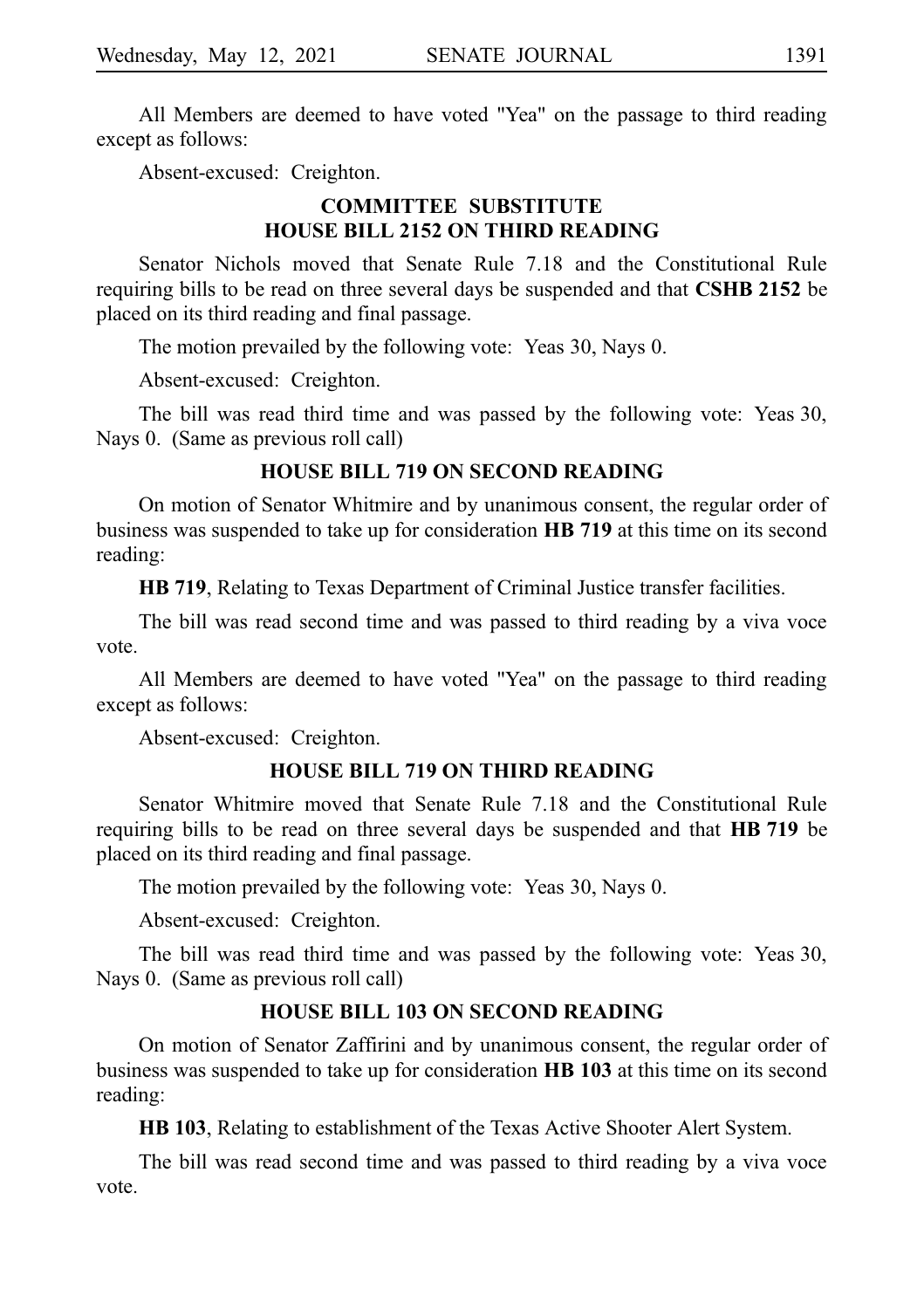All Members are deemed to have voted "Yea" on the passage to third reading except as follows:

Absent-excused: Creighton.

### COMMITTEE SUBSTITUTE HOUSE BILL 2152 ON THIRD READING

Senator Nichols moved that Senate Rule 7.18 and the Constitutional Rule requiring bills to be read on three several days be suspended and that **CSHB 2152** be placed on its third reading and final passage.

The motion prevailed by the following vote: Yeas 30, Nays 0.

Absent-excused: Creighton.

The bill was read third time and was passed by the following vote: Yeas 30, Nays 0. (Same as previous roll call)

### HOUSE BILL 719 ON SECOND READING

On motion of Senator Whitmire and by unanimous consent, the regular order of business was suspended to take up for consideration **HB 719** at this time on its second reading:

**HB 719**, Relating to Texas Department of Criminal Justice transfer facilities.

The bill was read second time and was passed to third reading by a viva voce vote.

All Members are deemed to have voted "Yea" on the passage to third reading except as follows:

Absent-excused: Creighton.

### HOUSE BILL 719 ON THIRD READING

Senator Whitmire moved that Senate Rule 7.18 and the Constitutional Rule requiring bills to be read on three several days be suspended and that **HB 719** be placed on its third reading and final passage.

The motion prevailed by the following vote: Yeas 30, Nays 0.

Absent-excused: Creighton.

The bill was read third time and was passed by the following vote: Yeas 30, Nays 0. (Same as previous roll call)

### HOUSE BILL 103 ON SECOND READING

On motion of Senator Zaffirini and by unanimous consent, the regular order of business was suspended to take up for consideration **HB 103** at this time on its second reading:

**HB 103**, Relating to establishment of the Texas Active Shooter Alert System.

The bill was read second time and was passed to third reading by a viva voce vote.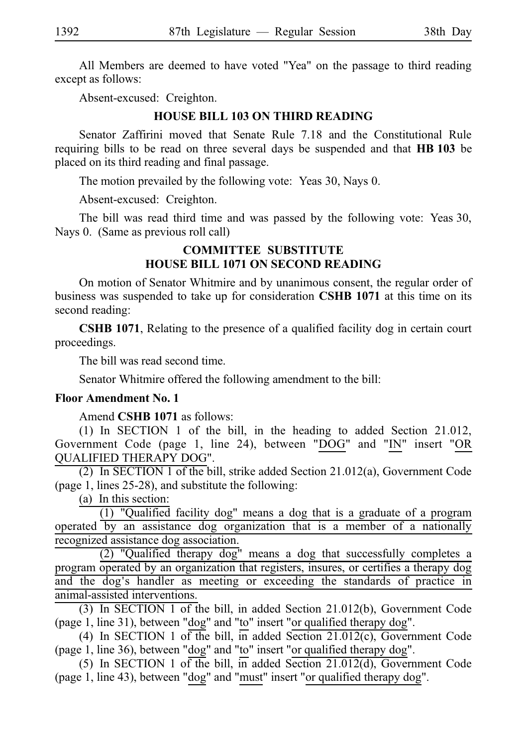All Members are deemed to have voted "Yea" on the passage to third reading except as follows:

Absent-excused: Creighton.

### HOUSE BILL 103 ON THIRD READING

Senator Zaffirini moved that Senate Rule 7.18 and the Constitutional Rule requiring bills to be read on three several days be suspended and that **HB 103** be placed on its third reading and final passage.

The motion prevailed by the following vote: Yeas 30, Nays 0.

Absent-excused: Creighton.

The bill was read third time and was passed by the following vote: Yeas 30, Nays 0. (Same as previous roll call)

### COMMITTEE SUBSTITUTE HOUSE BILL 1071 ON SECOND READING

On motion of Senator Whitmire and by unanimous consent, the regular order of business was suspended to take up for consideration **CSHB 1071** at this time on its second reading:

**CSHB 1071**, Relating to the presence of a qualified facility dog in certain court proceedings.

The bill was read second time.

Senator Whitmire offered the following amendment to the bill:

**Floor Amendment No. 1**

Amend **CSHB 1071** as follows:

(1) In SECTION 1 of the bill, in the heading to added Section 21.012, Government Code (page 1, line 24), between "DOG" and "IN" insert "OR QUALIFIED THERAPY DOG".

(2) In SECTION 1 of the bill, strike added Section 21.012(a), Government Code (page 1, lines 25-28), and substitute the following:

(a) In this section:

(1) "Qualified facility dog" means a dog that is a graduate of a program operated by an assistance dog organization that is a member of a nationally recognized assistance dog association.

(2) "Qualified therapy dog" means a dog that successfully completes a program operated by an organization that registers, insures, or certifies a therapy dog and the dog's handler as meeting or exceeding the standards of practice in animal-assisted interventions.

(3) In SECTION 1 of the bill, in added Section 21.012(b), Government Code (page 1, line 31), between "dog" and "to" insert "or qualified therapy dog".

(4) In SECTION 1 of the bill, in added Section 21.012(c), Government Code (page 1, line 36), between "dog" and "to" insert "or qualified therapy dog".

(5) In SECTION 1 of the bill, in added Section 21.012(d), Government Code (page 1, line 43), between "dog" and "must" insert "or qualified therapy dog".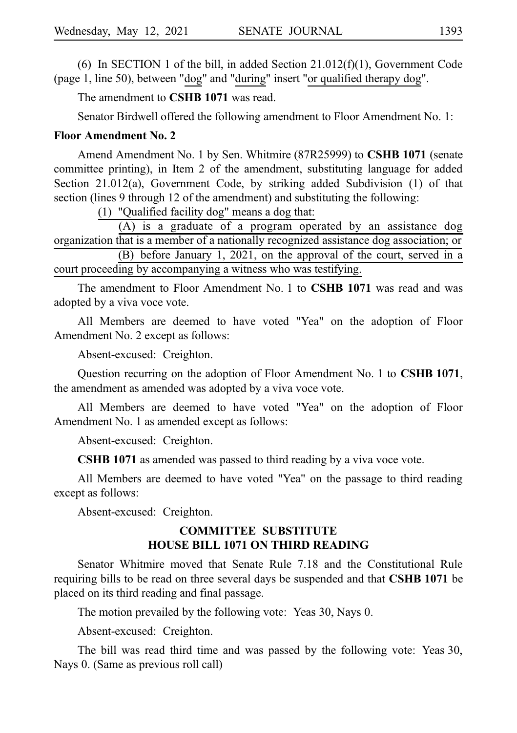(6) In SECTION 1 of the bill, in added Section 21.012(f)(1), Government Code (page 1, line 50), between "dog" and "during" insert "or qualified therapy dog".

The amendment to **CSHB 1071** was read.

Senator Birdwell offered the following amendment to Floor Amendment No. 1:

**Floor Amendment No. 2**

Amend Amendment No. 1 by Sen. Whitmire (87R25999) to **CSHB 1071** (senate committee printing), in Item 2 of the amendment, substituting language for added Section 21.012(a), Government Code, by striking added Subdivision (1) of that section (lines 9 through 12 of the amendment) and substituting the following:

(1) "Qualified facility dog" means a dog that:

(A) is a graduate of a program operated by an assistance dog organization that is a member of a nationally recognized assistance dog association; or

(B) before January 1, 2021, on the approval of the court, served in a court proceeding by accompanying a witness who was testifying.

The amendment to Floor Amendment No. 1 to **CSHB 1071** was read and was adopted by a viva voce vote.

All Members are deemed to have voted "Yea" on the adoption of Floor Amendment No. 2 except as follows:

Absent-excused: Creighton.

Question recurring on the adoption of Floor Amendment No. 1 to **CSHB 1071**, the amendment as amended was adopted by a viva voce vote.

All Members are deemed to have voted "Yea" on the adoption of Floor Amendment No. 1 as amended except as follows:

Absent-excused: Creighton.

**CSHB 1071** as amended was passed to third reading by a viva voce vote.

All Members are deemed to have voted "Yea" on the passage to third reading except as follows:

Absent-excused: Creighton.

## COMMITTEE SUBSTITUTE HOUSE BILL 1071 ON THIRD READING

Senator Whitmire moved that Senate Rule 7.18 and the Constitutional Rule requiring bills to be read on three several days be suspended and that **CSHB 1071** be placed on its third reading and final passage.

The motion prevailed by the following vote: Yeas 30, Nays 0.

Absent-excused: Creighton.

The bill was read third time and was passed by the following vote: Yeas 30, Nays 0. (Same as previous roll call)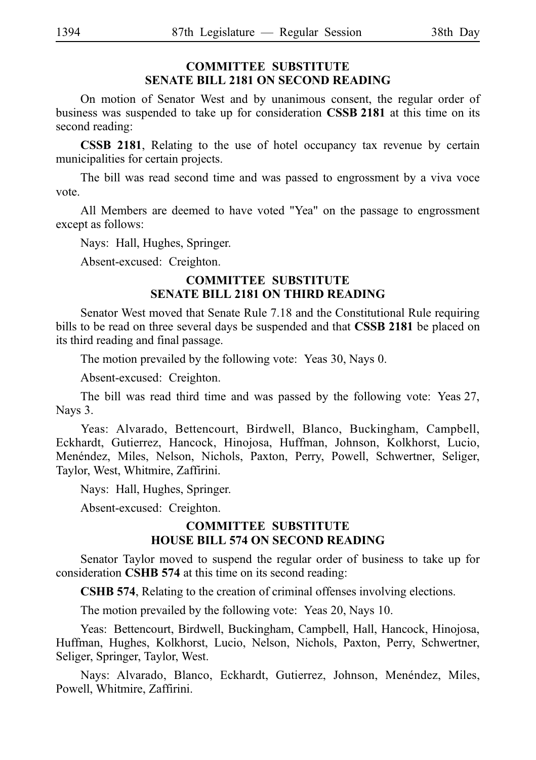### COMMITTEE SUBSTITUTE SENATE BILL 2181 ON SECOND READING

On motion of Senator West and by unanimous consent, the regular order of business was suspended to take up for consideration **CSSB 2181** at this time on its second reading:

**CSSB 2181**, Relating to the use of hotel occupancy tax revenue by certain municipalities for certain projects.

The bill was read second time and was passed to engrossment by a viva voce vote.

All Members are deemed to have voted "Yea" on the passage to engrossment except as follows:

Nays: Hall, Hughes, Springer.

Absent-excused: Creighton.

### COMMITTEE SUBSTITUTE SENATE BILL 2181 ON THIRD READING

Senator West moved that Senate Rule 7.18 and the Constitutional Rule requiring bills to be read on three several days be suspended and that **CSSB 2181** be placed on its third reading and final passage.

The motion prevailed by the following vote: Yeas 30, Nays 0.

Absent-excused: Creighton.

The bill was read third time and was passed by the following vote: Yeas 27, Nays 3.

Yeas: Alvarado, Bettencourt, Birdwell, Blanco, Buckingham, Campbell, Eckhardt, Gutierrez, Hancock, Hinojosa, Huffman, Johnson, Kolkhorst, Lucio, Menéndez, Miles, Nelson, Nichols, Paxton, Perry, Powell, Schwertner, Seliger, Taylor, West, Whitmire, Zaffirini.

Nays: Hall, Hughes, Springer.

Absent-excused: Creighton.

### COMMITTEE SUBSTITUTE HOUSE BILL 574 ON SECOND READING

Senator Taylor moved to suspend the regular order of business to take up for consideration **CSHB 574** at this time on its second reading:

**CSHB 574**, Relating to the creation of criminal offenses involving elections.

The motion prevailed by the following vote: Yeas 20, Nays 10.

Yeas: Bettencourt, Birdwell, Buckingham, Campbell, Hall, Hancock, Hinojosa, Huffman, Hughes, Kolkhorst, Lucio, Nelson, Nichols, Paxton, Perry, Schwertner, Seliger, Springer, Taylor, West.

Nays: Alvarado, Blanco, Eckhardt, Gutierrez, Johnson, Menéndez, Miles, Powell, Whitmire, Zaffirini.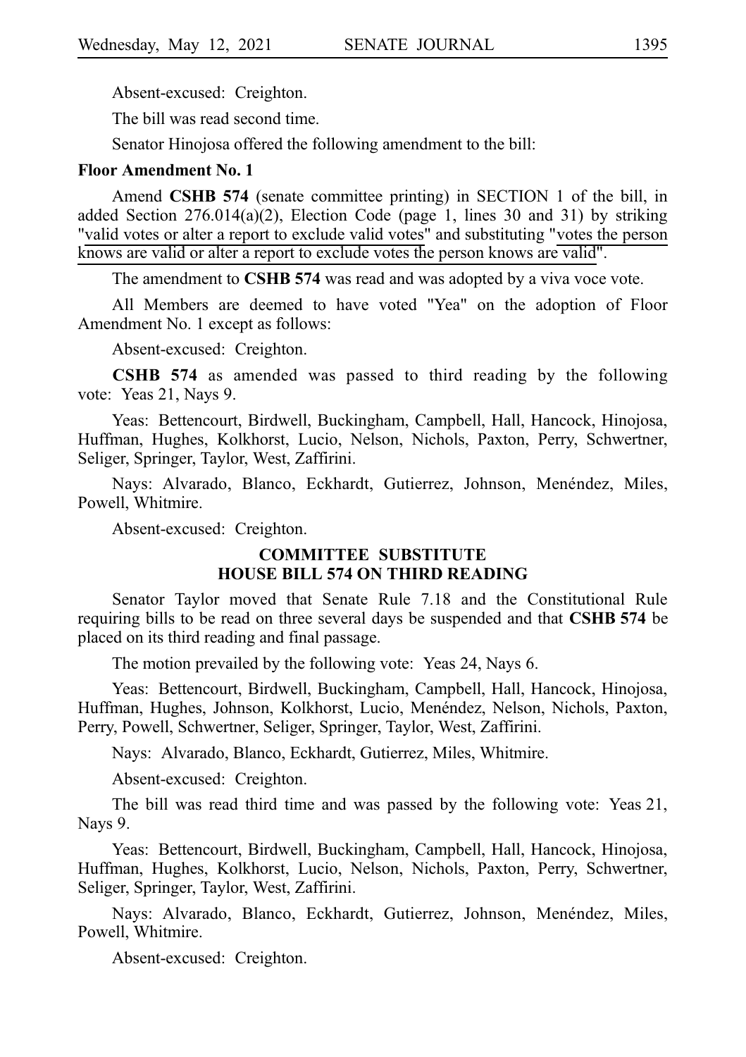Absent-excused: Creighton.

The bill was read second time.

Senator Hinojosa offered the following amendment to the bill:

**Floor Amendment No. 1**

Amend **CSHB 574** (senate committee printing) in SECTION 1 of the bill, in added Section 276.014(a)(2), Election Code (page 1, lines 30 and 31) by striking "valid votes or alter a report to exclude valid votes" and substituting "votes the person knows are valid or alter a report to exclude votes the person knows are valid".

The amendment to **CSHB 574** was read and was adopted by a viva voce vote.

All Members are deemed to have voted "Yea" on the adoption of Floor Amendment No. 1 except as follows:

Absent-excused: Creighton.

**CSHB 574** as amended was passed to third reading by the following vote: Yeas 21, Nays 9.

Yeas: Bettencourt, Birdwell, Buckingham, Campbell, Hall, Hancock, Hinojosa, Huffman, Hughes, Kolkhorst, Lucio, Nelson, Nichols, Paxton, Perry, Schwertner, Seliger, Springer, Taylor, West, Zaffirini.

Nays: Alvarado, Blanco, Eckhardt, Gutierrez, Johnson, Menéndez, Miles, Powell, Whitmire.

Absent-excused: Creighton.

## COMMITTEE SUBSTITUTE HOUSE BILL 574 ON THIRD READING

Senator Taylor moved that Senate Rule 7.18 and the Constitutional Rule requiring bills to be read on three several days be suspended and that **CSHB 574** be placed on its third reading and final passage.

The motion prevailed by the following vote: Yeas 24, Nays 6.

Yeas: Bettencourt, Birdwell, Buckingham, Campbell, Hall, Hancock, Hinojosa, Huffman, Hughes, Johnson, Kolkhorst, Lucio, Menéndez, Nelson, Nichols, Paxton, Perry, Powell, Schwertner, Seliger, Springer, Taylor, West, Zaffirini.

Nays: Alvarado, Blanco, Eckhardt, Gutierrez, Miles, Whitmire.

Absent-excused: Creighton.

The bill was read third time and was passed by the following vote: Yeas 21, Nays 9.

Yeas: Bettencourt, Birdwell, Buckingham, Campbell, Hall, Hancock, Hinojosa, Huffman, Hughes, Kolkhorst, Lucio, Nelson, Nichols, Paxton, Perry, Schwertner, Seliger, Springer, Taylor, West, Zaffirini.

Nays: Alvarado, Blanco, Eckhardt, Gutierrez, Johnson, Menéndez, Miles, Powell, Whitmire.

Absent-excused: Creighton.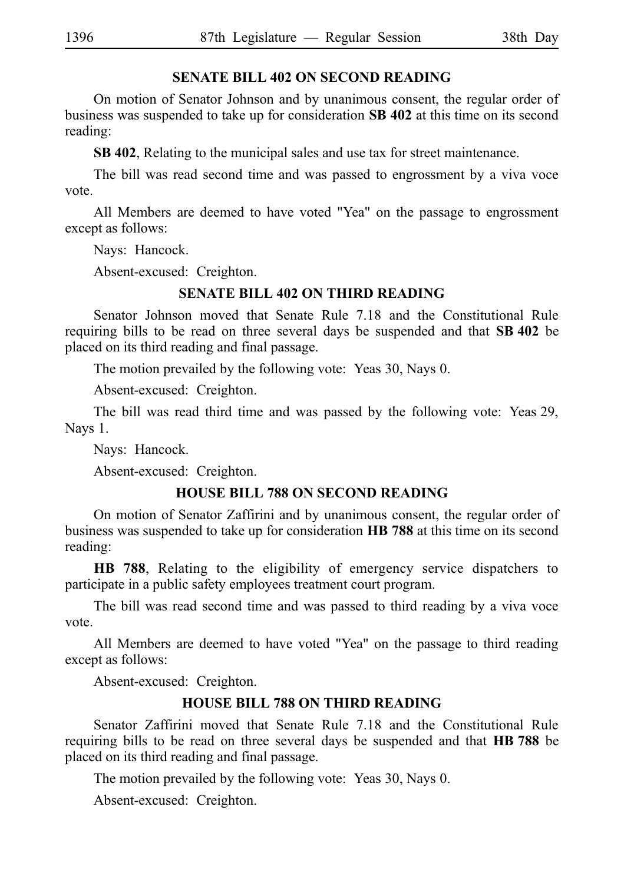## SENATE BILL 402 ON SECOND READING

On motion of Senator Johnson and by unanimous consent, the regular order of business was suspended to take up for consideration **SB 402** at this time on its second reading:

**SB 402**, Relating to the municipal sales and use tax for street maintenance.

The bill was read second time and was passed to engrossment by a viva voce vote.

All Members are deemed to have voted "Yea" on the passage to engrossment except as follows:

Nays: Hancock.

Absent-excused: Creighton.

## SENATE BILL 402 ON THIRD READING

Senator Johnson moved that Senate Rule 7.18 and the Constitutional Rule requiring bills to be read on three several days be suspended and that **SB 402** be placed on its third reading and final passage.

The motion prevailed by the following vote: Yeas 30, Nays 0.

Absent-excused: Creighton.

The bill was read third time and was passed by the following vote: Yeas 29, Nays 1.

Nays: Hancock.

Absent-excused: Creighton.

## HOUSE BILL 788 ON SECOND READING

On motion of Senator Zaffirini and by unanimous consent, the regular order of business was suspended to take up for consideration **HB 788** at this time on its second reading:

**HB 788**, Relating to the eligibility of emergency service dispatchers to participate in a public safety employees treatment court program.

The bill was read second time and was passed to third reading by a viva voce vote.

All Members are deemed to have voted "Yea" on the passage to third reading except as follows:

Absent-excused: Creighton.

## HOUSE BILL 788 ON THIRD READING

Senator Zaffirini moved that Senate Rule 7.18 and the Constitutional Rule requiring bills to be read on three several days be suspended and that **HB 788** be placed on its third reading and final passage.

The motion prevailed by the following vote: Yeas 30, Nays 0.

Absent-excused: Creighton.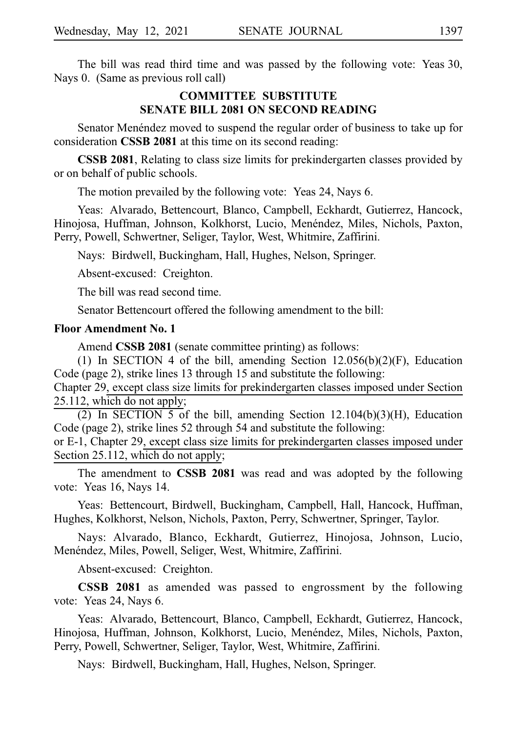The bill was read third time and was passed by the following vote: Yeas 30, Nays 0. (Same as previous roll call)

## COMMITTEE SUBSTITUTE SENATE BILL 2081 ON SECOND READING

Senator Menéndez moved to suspend the regular order of business to take up for consideration **CSSB 2081** at this time on its second reading:

**CSSB 2081**, Relating to class size limits for prekindergarten classes provided by or on behalf of public schools.

The motion prevailed by the following vote: Yeas 24, Nays 6.

Yeas: Alvarado, Bettencourt, Blanco, Campbell, Eckhardt, Gutierrez, Hancock, Hinojosa, Huffman, Johnson, Kolkhorst, Lucio, Menéndez, Miles, Nichols, Paxton, Perry, Powell, Schwertner, Seliger, Taylor, West, Whitmire, Zaffirini.

Nays: Birdwell, Buckingham, Hall, Hughes, Nelson, Springer.

Absent-excused: Creighton.

The bill was read second time.

Senator Bettencourt offered the following amendment to the bill:

**Floor Amendment No. 1**

Amend **CSSB 2081** (senate committee printing) as follows:

(1) In SECTION 4 of the bill, amending Section 12.056(b)(2)(F), Education Code (page 2), strike lines 13 through 15 and substitute the following:

Chapter 29, except class size limits for prekindergarten classes imposed under Section 25.112, which do not apply;

(2) In SECTION 5 of the bill, amending Section 12.104(b)(3)(H), Education Code (page 2), strike lines 52 through 54 and substitute the following:

or E-1, Chapter 29, except class size limits for prekindergarten classes imposed under Section 25.112, which do not apply;

The amendment to **CSSB 2081** was read and was adopted by the following vote: Yeas 16, Nays 14.

Yeas: Bettencourt, Birdwell, Buckingham, Campbell, Hall, Hancock, Huffman, Hughes, Kolkhorst, Nelson, Nichols, Paxton, Perry, Schwertner, Springer, Taylor.

Nays: Alvarado, Blanco, Eckhardt, Gutierrez, Hinojosa, Johnson, Lucio, Menéndez, Miles, Powell, Seliger, West, Whitmire, Zaffirini.

Absent-excused: Creighton.

**CSSB 2081** as amended was passed to engrossment by the following vote: Yeas 24, Nays 6.

Yeas: Alvarado, Bettencourt, Blanco, Campbell, Eckhardt, Gutierrez, Hancock, Hinojosa, Huffman, Johnson, Kolkhorst, Lucio, Menéndez, Miles, Nichols, Paxton, Perry, Powell, Schwertner, Seliger, Taylor, West, Whitmire, Zaffirini.

Nays: Birdwell, Buckingham, Hall, Hughes, Nelson, Springer.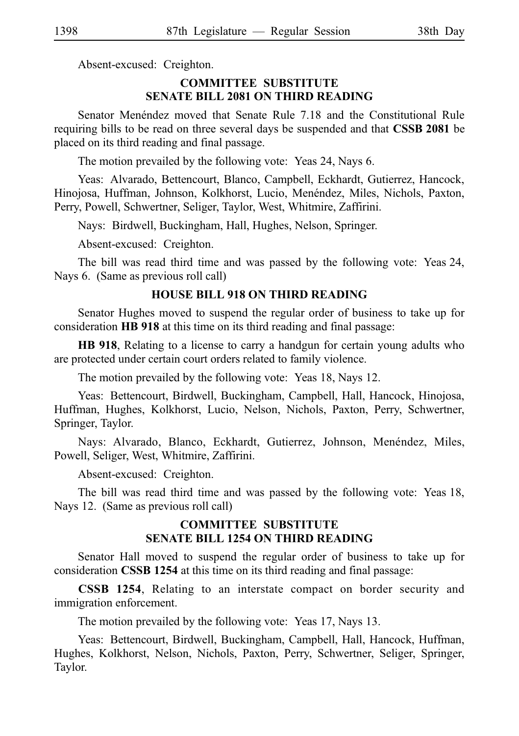Absent-excused: Creighton.

### COMMITTEE SUBSTITUTE SENATE BILL 2081 ON THIRD READING

Senator Menéndez moved that Senate Rule 7.18 and the Constitutional Rule requiring bills to be read on three several days be suspended and that **CSSB 2081** be placed on its third reading and final passage.

The motion prevailed by the following vote: Yeas 24, Nays 6.

Yeas: Alvarado, Bettencourt, Blanco, Campbell, Eckhardt, Gutierrez, Hancock, Hinojosa, Huffman, Johnson, Kolkhorst, Lucio, Menéndez, Miles, Nichols, Paxton, Perry, Powell, Schwertner, Seliger, Taylor, West, Whitmire, Zaffirini.

Nays: Birdwell, Buckingham, Hall, Hughes, Nelson, Springer.

Absent-excused: Creighton.

The bill was read third time and was passed by the following vote: Yeas 24, Nays 6. (Same as previous roll call)

### HOUSE BILL 918 ON THIRD READING

Senator Hughes moved to suspend the regular order of business to take up for consideration **HB 918** at this time on its third reading and final passage:

**HB 918**, Relating to a license to carry a handgun for certain young adults who are protected under certain court orders related to family violence.

The motion prevailed by the following vote: Yeas 18, Nays 12.

Yeas: Bettencourt, Birdwell, Buckingham, Campbell, Hall, Hancock, Hinojosa, Huffman, Hughes, Kolkhorst, Lucio, Nelson, Nichols, Paxton, Perry, Schwertner, Springer, Taylor.

Nays: Alvarado, Blanco, Eckhardt, Gutierrez, Johnson, Menéndez, Miles, Powell, Seliger, West, Whitmire, Zaffirini.

Absent-excused: Creighton.

The bill was read third time and was passed by the following vote: Yeas 18, Nays 12. (Same as previous roll call)

### COMMITTEE SUBSTITUTE SENATE BILL 1254 ON THIRD READING

Senator Hall moved to suspend the regular order of business to take up for consideration **CSSB 1254** at this time on its third reading and final passage:

**CSSB 1254**, Relating to an interstate compact on border security and immigration enforcement.

The motion prevailed by the following vote: Yeas 17, Nays 13.

Yeas: Bettencourt, Birdwell, Buckingham, Campbell, Hall, Hancock, Huffman, Hughes, Kolkhorst, Nelson, Nichols, Paxton, Perry, Schwertner, Seliger, Springer, Taylor.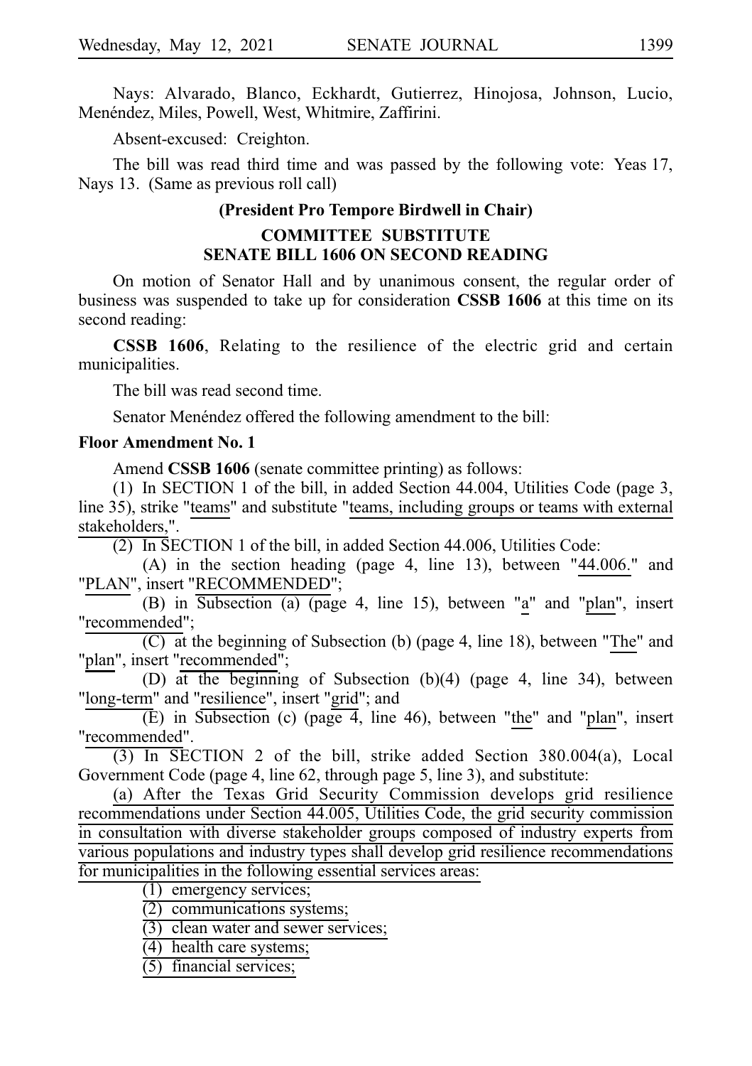Nays: Alvarado, Blanco, Eckhardt, Gutierrez, Hinojosa, Johnson, Lucio, Menéndez, Miles, Powell, West, Whitmire, Zaffirini.

Absent-excused: Creighton.

The bill was read third time and was passed by the following vote: Yeas 17, Nays 13. (Same as previous roll call)

**(President Pro Tempore Birdwell in Chair)**

**COMMITTEE SUBSTITUTE**
**SENATE BILL 1606 ON SECOND READING**

On motion of Senator Hall and by unanimous consent, the regular order of business was suspended to take up for consideration **CSSB 1606** at this time on its second reading:

**CSSB 1606**, Relating to the resilience of the electric grid and certain municipalities.

The bill was read second time.

Senator Menéndez offered the following amendment to the bill:

**Floor Amendment No. 1**

Amend **CSSB 1606** (senate committee printing) as follows:

(1) In SECTION 1 of the bill, in added Section 44.004, Utilities Code (page 3, line 35), strike "teams" and substitute "teams, including groups or teams with external stakeholders,".

(2) In SECTION 1 of the bill, in added Section 44.006, Utilities Code:

(A) in the section heading (page 4, line 13), between "44.006." and "PLAN", insert "RECOMMENDED";

(B) in Subsection (a) (page 4, line 15), between "a" and "plan", insert "recommended";

(C) at the beginning of Subsection (b) (page 4, line 18), between "The" and "plan", insert "recommended";

(D) at the beginning of Subsection (b)(4) (page 4, line 34), between "long-term" and "resilience", insert "grid"; and

(E) in Subsection (c) (page 4, line 46), between "the" and "plan", insert "recommended".

(3) In SECTION 2 of the bill, strike added Section 380.004(a), Local Government Code (page 4, line 62, through page 5, line 3), and substitute:

(a) After the Texas Grid Security Commission develops grid resilience recommendations under Section 44.005, Utilities Code, the grid security commission in consultation with diverse stakeholder groups composed of industry experts from various populations and industry types shall develop grid resilience recommendations for municipalities in the following essential services areas:

(1) emergency services;

(2) communications systems;

(3) clean water and sewer services;

(4) health care systems;

(5) financial services;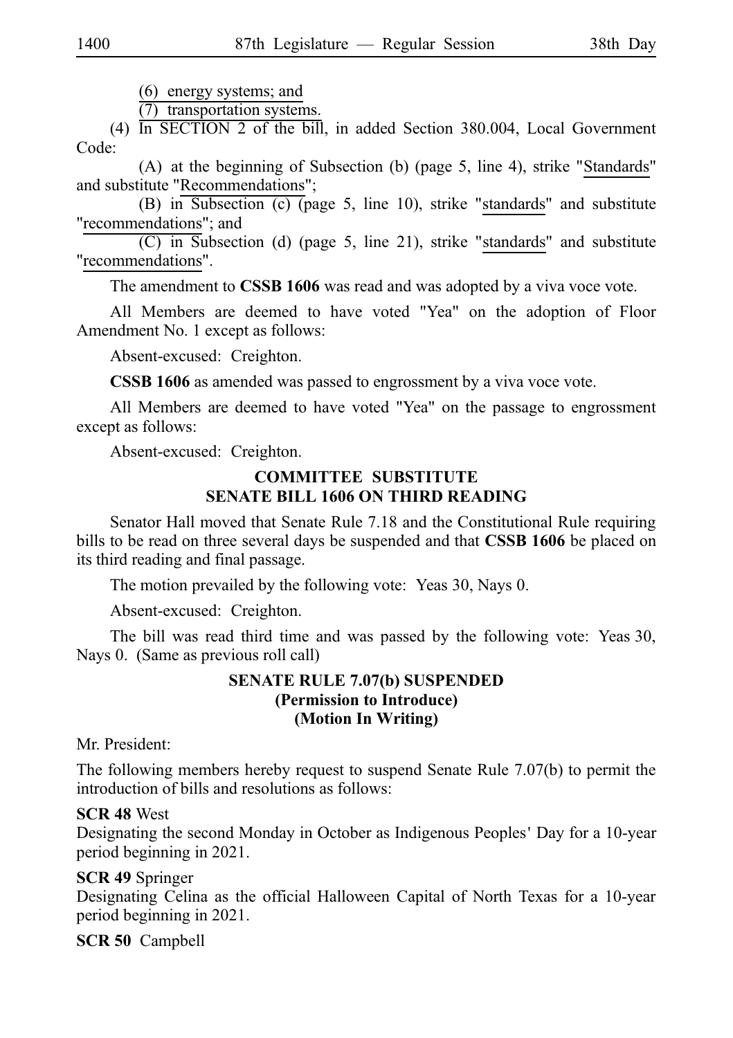(6) energy systems; and

(7) transportation systems.

(4) In SECTION 2 of the bill, in added Section 380.004, Local Government Code:

(A) at the beginning of Subsection (b) (page 5, line 4), strike "Standards" and substitute "Recommendations";

(B) in Subsection (c) (page 5, line 10), strike "standards" and substitute "recommendations"; and

(C) in Subsection (d) (page 5, line 21), strike "standards" and substitute "recommendations".

The amendment to **CSSB 1606** was read and was adopted by a viva voce vote.

All Members are deemed to have voted "Yea" on the adoption of Floor Amendment No. 1 except as follows:

Absent-excused: Creighton.

**CSSB 1606** as amended was passed to engrossment by a viva voce vote.

All Members are deemed to have voted "Yea" on the passage to engrossment except as follows:

Absent-excused: Creighton.

### COMMITTEE SUBSTITUTE SENATE BILL 1606 ON THIRD READING

Senator Hall moved that Senate Rule 7.18 and the Constitutional Rule requiring bills to be read on three several days be suspended and that **CSSB 1606** be placed on its third reading and final passage.

The motion prevailed by the following vote: Yeas 30, Nays 0.

Absent-excused: Creighton.

The bill was read third time and was passed by the following vote: Yeas 30, Nays 0. (Same as previous roll call)

### SENATE RULE 7.07(b) SUSPENDED (Permission to Introduce) (Motion In Writing)

Mr. President:

The following members hereby request to suspend Senate Rule 7.07(b) to permit the introduction of bills and resolutions as follows:

**SCR 48** West
Designating the second Monday in October as Indigenous Peoples' Day for a 10-year period beginning in 2021.

**SCR 49** Springer
Designating Celina as the official Halloween Capital of North Texas for a 10-year period beginning in 2021.

**SCR 50** Campbell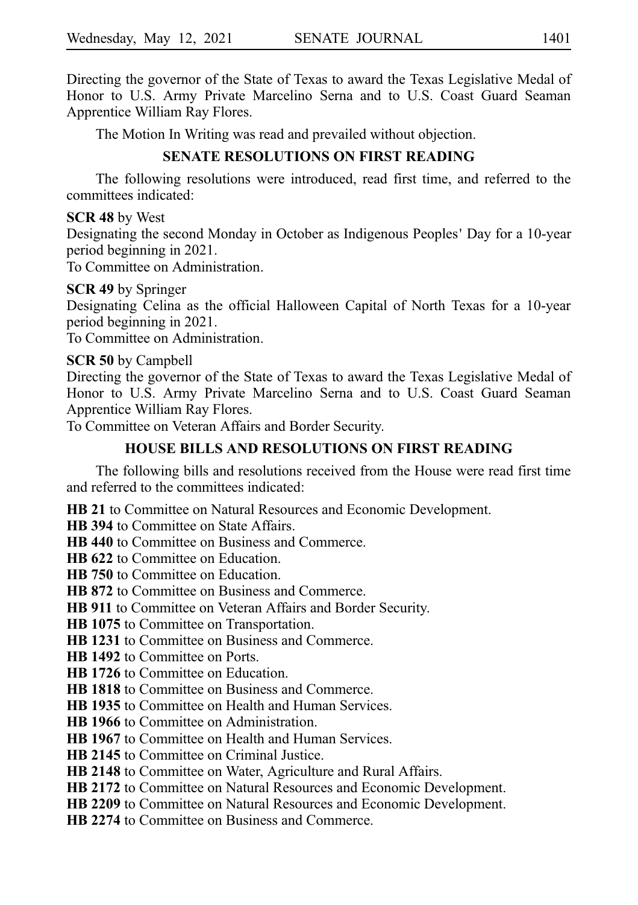Directing the governor of the State of Texas to award the Texas Legislative Medal of Honor to U.S. Army Private Marcelino Serna and to U.S. Coast Guard Seaman Apprentice William Ray Flores.

The Motion In Writing was read and prevailed without objection.

## SENATE RESOLUTIONS ON FIRST READING

The following resolutions were introduced, read first time, and referred to the committees indicated:

**SCR 48** by West
Designating the second Monday in October as Indigenous Peoples' Day for a 10-year period beginning in 2021.
To Committee on Administration.

**SCR 49** by Springer
Designating Celina as the official Halloween Capital of North Texas for a 10-year period beginning in 2021.
To Committee on Administration.

**SCR 50** by Campbell
Directing the governor of the State of Texas to award the Texas Legislative Medal of Honor to U.S. Army Private Marcelino Serna and to U.S. Coast Guard Seaman Apprentice William Ray Flores.
To Committee on Veteran Affairs and Border Security.

## HOUSE BILLS AND RESOLUTIONS ON FIRST READING

The following bills and resolutions received from the House were read first time and referred to the committees indicated:

**HB 21** to Committee on Natural Resources and Economic Development.
**HB 394** to Committee on State Affairs.
**HB 440** to Committee on Business and Commerce.
**HB 622** to Committee on Education.
**HB 750** to Committee on Education.
**HB 872** to Committee on Business and Commerce.
**HB 911** to Committee on Veteran Affairs and Border Security.
**HB 1075** to Committee on Transportation.
**HB 1231** to Committee on Business and Commerce.
**HB 1492** to Committee on Ports.
**HB 1726** to Committee on Education.
**HB 1818** to Committee on Business and Commerce.
**HB 1935** to Committee on Health and Human Services.
**HB 1966** to Committee on Administration.
**HB 1967** to Committee on Health and Human Services.
**HB 2145** to Committee on Criminal Justice.
**HB 2148** to Committee on Water, Agriculture and Rural Affairs.
**HB 2172** to Committee on Natural Resources and Economic Development.
**HB 2209** to Committee on Natural Resources and Economic Development.
**HB 2274** to Committee on Business and Commerce.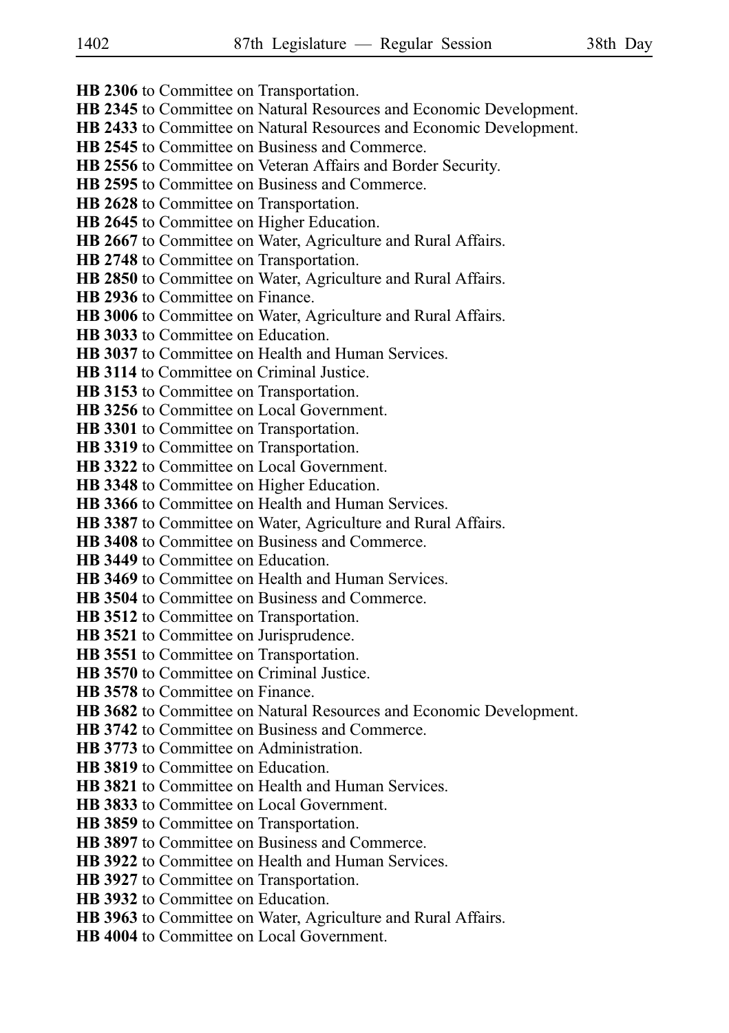**HB 2306** to Committee on Transportation.

**HB 2345** to Committee on Natural Resources and Economic Development.

**HB 2433** to Committee on Natural Resources and Economic Development.

**HB 2545** to Committee on Business and Commerce.

**HB 2556** to Committee on Veteran Affairs and Border Security.

**HB 2595** to Committee on Business and Commerce.

**HB 2628** to Committee on Transportation.

**HB 2645** to Committee on Higher Education.

**HB 2667** to Committee on Water, Agriculture and Rural Affairs.

**HB 2748** to Committee on Transportation.

**HB 2850** to Committee on Water, Agriculture and Rural Affairs.

**HB 2936** to Committee on Finance.

**HB 3006** to Committee on Water, Agriculture and Rural Affairs.

**HB 3033** to Committee on Education.

**HB 3037** to Committee on Health and Human Services.

**HB 3114** to Committee on Criminal Justice.

**HB 3153** to Committee on Transportation.

**HB 3256** to Committee on Local Government.

**HB 3301** to Committee on Transportation.

**HB 3319** to Committee on Transportation.

**HB 3322** to Committee on Local Government.

**HB 3348** to Committee on Higher Education.

**HB 3366** to Committee on Health and Human Services.

**HB 3387** to Committee on Water, Agriculture and Rural Affairs.

**HB 3408** to Committee on Business and Commerce.

**HB 3449** to Committee on Education.

**HB 3469** to Committee on Health and Human Services.

**HB 3504** to Committee on Business and Commerce.

**HB 3512** to Committee on Transportation.

**HB 3521** to Committee on Jurisprudence.

**HB 3551** to Committee on Transportation.

**HB 3570** to Committee on Criminal Justice.

**HB 3578** to Committee on Finance.

**HB 3682** to Committee on Natural Resources and Economic Development.

**HB 3742** to Committee on Business and Commerce.

**HB 3773** to Committee on Administration.

**HB 3819** to Committee on Education.

**HB 3821** to Committee on Health and Human Services.

**HB 3833** to Committee on Local Government.

**HB 3859** to Committee on Transportation.

**HB 3897** to Committee on Business and Commerce.

**HB 3922** to Committee on Health and Human Services.

**HB 3927** to Committee on Transportation.

**HB 3932** to Committee on Education.

**HB 3963** to Committee on Water, Agriculture and Rural Affairs.

**HB 4004** to Committee on Local Government.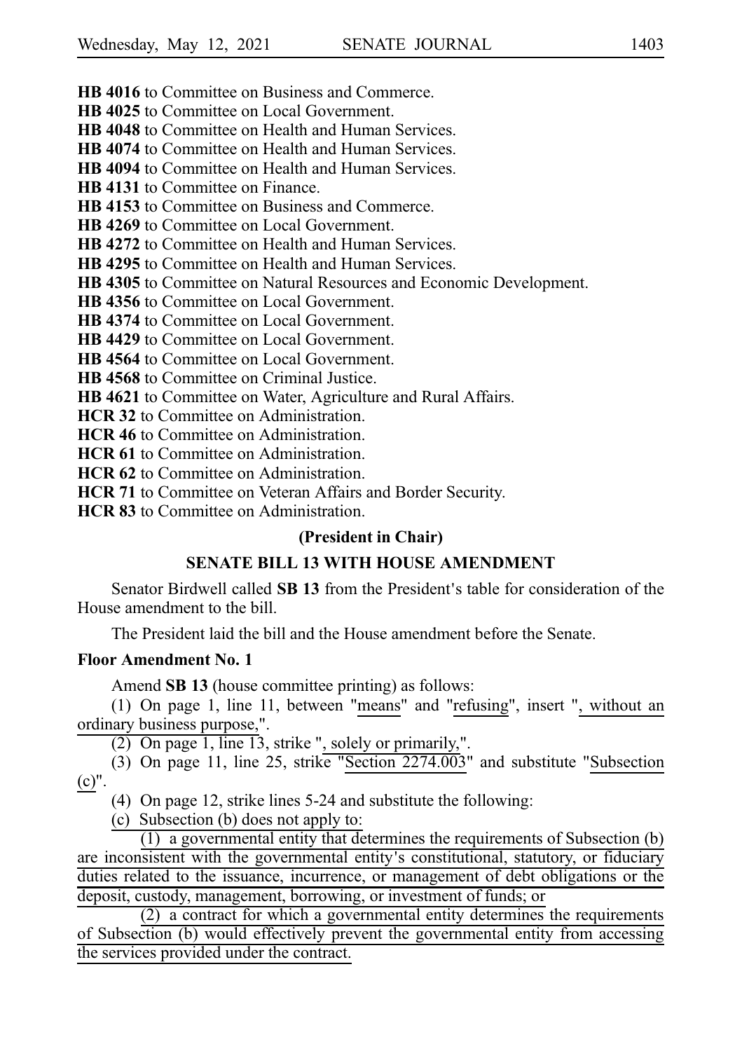**HB 4016** to Committee on Business and Commerce.

**HB 4025** to Committee on Local Government.

**HB 4048** to Committee on Health and Human Services.

**HB 4074** to Committee on Health and Human Services.

**HB 4094** to Committee on Health and Human Services.

**HB 4131** to Committee on Finance.

**HB 4153** to Committee on Business and Commerce.

**HB 4269** to Committee on Local Government.

**HB 4272** to Committee on Health and Human Services.

**HB 4295** to Committee on Health and Human Services.

**HB 4305** to Committee on Natural Resources and Economic Development.

**HB 4356** to Committee on Local Government.

**HB 4374** to Committee on Local Government.

**HB 4429** to Committee on Local Government.

**HB 4564** to Committee on Local Government.

**HB 4568** to Committee on Criminal Justice.

**HB 4621** to Committee on Water, Agriculture and Rural Affairs.

**HCR 32** to Committee on Administration.

**HCR 46** to Committee on Administration.

**HCR 61** to Committee on Administration.

**HCR 62** to Committee on Administration.

**HCR 71** to Committee on Veteran Affairs and Border Security.

**HCR 83** to Committee on Administration.

**(President in Chair)**

## SENATE BILL 13 WITH HOUSE AMENDMENT

Senator Birdwell called **SB 13** from the President's table for consideration of the House amendment to the bill.

The President laid the bill and the House amendment before the Senate.

**Floor Amendment No. 1**

Amend **SB 13** (house committee printing) as follows:

(1) On page 1, line 11, between "means" and "refusing", insert ", without an ordinary business purpose,".

(2) On page 1, line 13, strike ", solely or primarily,".

(3) On page 11, line 25, strike "Section 2274.003" and substitute "Subsection (c)".

(4) On page 12, strike lines 5-24 and substitute the following:

(c) Subsection (b) does not apply to:

(1) a governmental entity that determines the requirements of Subsection (b) are inconsistent with the governmental entity's constitutional, statutory, or fiduciary duties related to the issuance, incurrence, or management of debt obligations or the deposit, custody, management, borrowing, or investment of funds; or

(2) a contract for which a governmental entity determines the requirements of Subsection (b) would effectively prevent the governmental entity from accessing the services provided under the contract.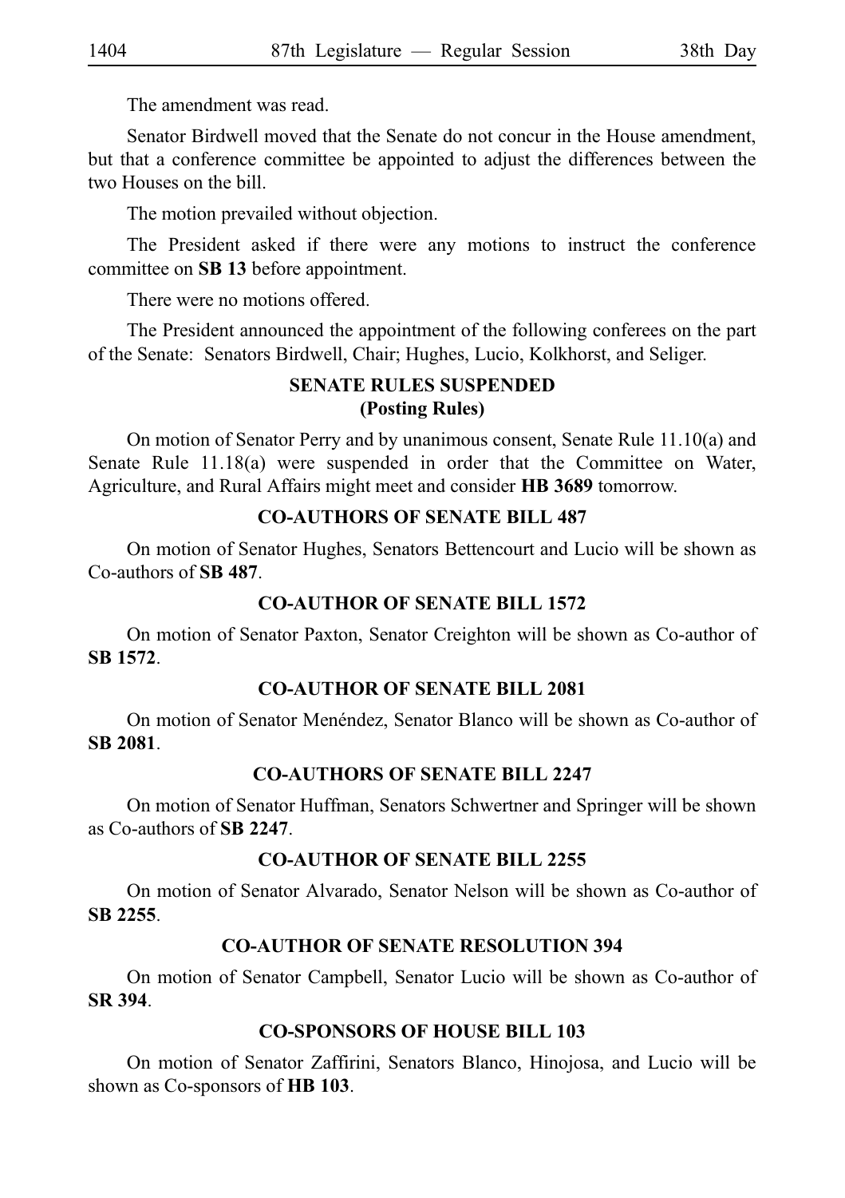The amendment was read.

Senator Birdwell moved that the Senate do not concur in the House amendment, but that a conference committee be appointed to adjust the differences between the two Houses on the bill.

The motion prevailed without objection.

The President asked if there were any motions to instruct the conference committee on **SB 13** before appointment.

There were no motions offered.

The President announced the appointment of the following conferees on the part of the Senate: Senators Birdwell, Chair; Hughes, Lucio, Kolkhorst, and Seliger.

## SENATE RULES SUSPENDED (Posting Rules)

On motion of Senator Perry and by unanimous consent, Senate Rule 11.10(a) and Senate Rule 11.18(a) were suspended in order that the Committee on Water, Agriculture, and Rural Affairs might meet and consider **HB 3689** tomorrow.

## CO-AUTHORS OF SENATE BILL 487

On motion of Senator Hughes, Senators Bettencourt and Lucio will be shown as Co-authors of **SB 487**.

## CO-AUTHOR OF SENATE BILL 1572

On motion of Senator Paxton, Senator Creighton will be shown as Co-author of **SB 1572**.

## CO-AUTHOR OF SENATE BILL 2081

On motion of Senator Menéndez, Senator Blanco will be shown as Co-author of **SB 2081**.

## CO-AUTHORS OF SENATE BILL 2247

On motion of Senator Huffman, Senators Schwertner and Springer will be shown as Co-authors of **SB 2247**.

## CO-AUTHOR OF SENATE BILL 2255

On motion of Senator Alvarado, Senator Nelson will be shown as Co-author of **SB 2255**.

## CO-AUTHOR OF SENATE RESOLUTION 394

On motion of Senator Campbell, Senator Lucio will be shown as Co-author of **SR 394**.

## CO-SPONSORS OF HOUSE BILL 103

On motion of Senator Zaffirini, Senators Blanco, Hinojosa, and Lucio will be shown as Co-sponsors of **HB 103**.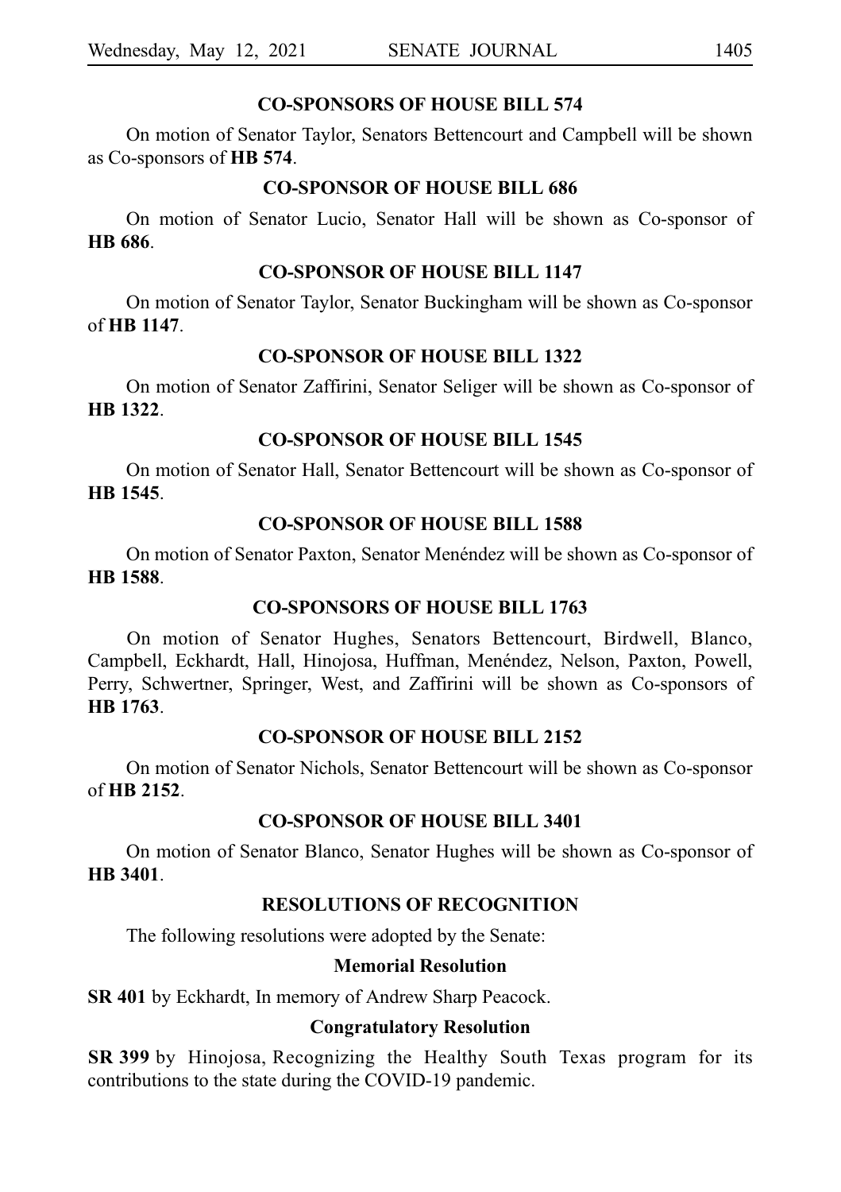## CO-SPONSORS OF HOUSE BILL 574

On motion of Senator Taylor, Senators Bettencourt and Campbell will be shown as Co-sponsors of **HB 574**.

## CO-SPONSOR OF HOUSE BILL 686

On motion of Senator Lucio, Senator Hall will be shown as Co-sponsor of **HB 686**.

## CO-SPONSOR OF HOUSE BILL 1147

On motion of Senator Taylor, Senator Buckingham will be shown as Co-sponsor of **HB 1147**.

## CO-SPONSOR OF HOUSE BILL 1322

On motion of Senator Zaffirini, Senator Seliger will be shown as Co-sponsor of **HB 1322**.

## CO-SPONSOR OF HOUSE BILL 1545

On motion of Senator Hall, Senator Bettencourt will be shown as Co-sponsor of **HB 1545**.

## CO-SPONSOR OF HOUSE BILL 1588

On motion of Senator Paxton, Senator Menéndez will be shown as Co-sponsor of **HB 1588**.

## CO-SPONSORS OF HOUSE BILL 1763

On motion of Senator Hughes, Senators Bettencourt, Birdwell, Blanco, Campbell, Eckhardt, Hall, Hinojosa, Huffman, Menéndez, Nelson, Paxton, Powell, Perry, Schwertner, Springer, West, and Zaffirini will be shown as Co-sponsors of **HB 1763**.

## CO-SPONSOR OF HOUSE BILL 2152

On motion of Senator Nichols, Senator Bettencourt will be shown as Co-sponsor of **HB 2152**.

## CO-SPONSOR OF HOUSE BILL 3401

On motion of Senator Blanco, Senator Hughes will be shown as Co-sponsor of **HB 3401**.

## RESOLUTIONS OF RECOGNITION

The following resolutions were adopted by the Senate:

### Memorial Resolution

**SR 401** by Eckhardt, In memory of Andrew Sharp Peacock.

### Congratulatory Resolution

**SR 399** by Hinojosa, Recognizing the Healthy South Texas program for its contributions to the state during the COVID-19 pandemic.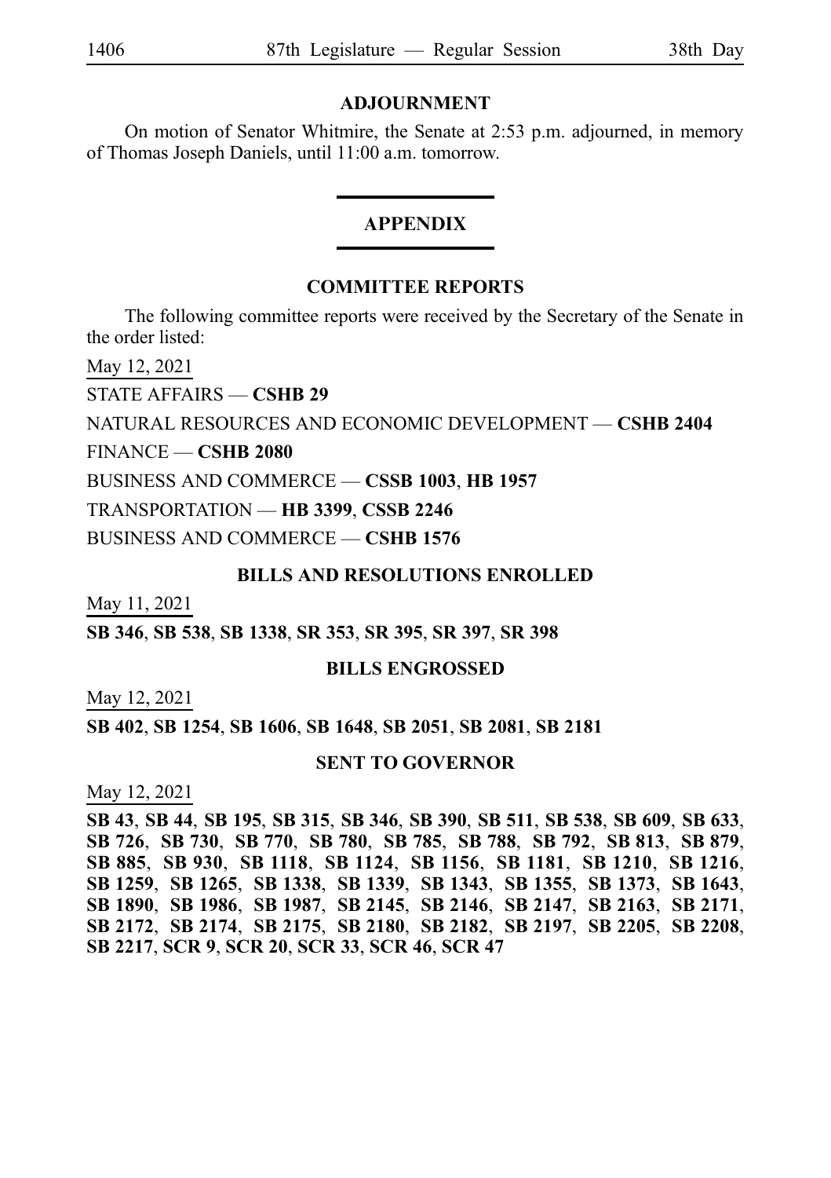## ADJOURNMENT

On motion of Senator Whitmire, the Senate at 2:53 p.m. adjourned, in memory of Thomas Joseph Daniels, until 11:00 a.m. tomorrow.

# APPENDIX

### COMMITTEE REPORTS

The following committee reports were received by the Secretary of the Senate in the order listed:

May 12, 2021

STATE AFFAIRS — **CSHB 29**

NATURAL RESOURCES AND ECONOMIC DEVELOPMENT — **CSHB 2404**

FINANCE — **CSHB 2080**

BUSINESS AND COMMERCE — **CSSB 1003**, **HB 1957**

TRANSPORTATION — **HB 3399**, **CSSB 2246**

BUSINESS AND COMMERCE — **CSHB 1576**

### BILLS AND RESOLUTIONS ENROLLED

May 11, 2021

**SB 346**, **SB 538**, **SB 1338**, **SR 353**, **SR 395**, **SR 397**, **SR 398**

### BILLS ENGROSSED

May 12, 2021

**SB 402**, **SB 1254**, **SB 1606**, **SB 1648**, **SB 2051**, **SB 2081**, **SB 2181**

### SENT TO GOVERNOR

May 12, 2021

**SB 43**, **SB 44**, **SB 195**, **SB 315**, **SB 346**, **SB 390**, **SB 511**, **SB 538**, **SB 609**, **SB 633**, **SB 726**, **SB 730**, **SB 770**, **SB 780**, **SB 785**, **SB 788**, **SB 792**, **SB 813**, **SB 879**, **SB 885**, **SB 930**, **SB 1118**, **SB 1124**, **SB 1156**, **SB 1181**, **SB 1210**, **SB 1216**, **SB 1259**, **SB 1265**, **SB 1338**, **SB 1339**, **SB 1343**, **SB 1355**, **SB 1373**, **SB 1643**, **SB 1890**, **SB 1986**, **SB 1987**, **SB 2145**, **SB 2146**, **SB 2147**, **SB 2163**, **SB 2171**, **SB 2172**, **SB 2174**, **SB 2175**, **SB 2180**, **SB 2182**, **SB 2197**, **SB 2205**, **SB 2208**, **SB 2217**, **SCR 9**, **SCR 20**, **SCR 33**, **SCR 46**, **SCR 47**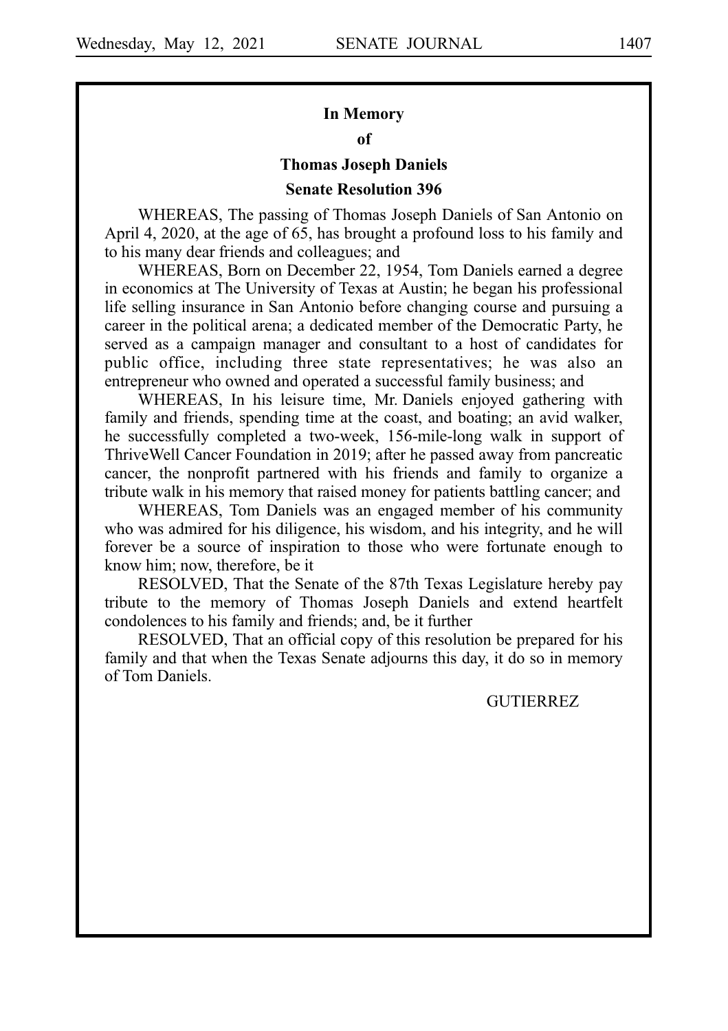**In Memory**

**of**

**Thomas Joseph Daniels**

**Senate Resolution 396**

WHEREAS, The passing of Thomas Joseph Daniels of San Antonio on April 4, 2020, at the age of 65, has brought a profound loss to his family and to his many dear friends and colleagues; and

WHEREAS, Born on December 22, 1954, Tom Daniels earned a degree in economics at The University of Texas at Austin; he began his professional life selling insurance in San Antonio before changing course and pursuing a career in the political arena; a dedicated member of the Democratic Party, he served as a campaign manager and consultant to a host of candidates for public office, including three state representatives; he was also an entrepreneur who owned and operated a successful family business; and

WHEREAS, In his leisure time, Mr. Daniels enjoyed gathering with family and friends, spending time at the coast, and boating; an avid walker, he successfully completed a two-week, 156-mile-long walk in support of ThriveWell Cancer Foundation in 2019; after he passed away from pancreatic cancer, the nonprofit partnered with his friends and family to organize a tribute walk in his memory that raised money for patients battling cancer; and

WHEREAS, Tom Daniels was an engaged member of his community who was admired for his diligence, his wisdom, and his integrity, and he will forever be a source of inspiration to those who were fortunate enough to know him; now, therefore, be it

RESOLVED, That the Senate of the 87th Texas Legislature hereby pay tribute to the memory of Thomas Joseph Daniels and extend heartfelt condolences to his family and friends; and, be it further

RESOLVED, That an official copy of this resolution be prepared for his family and that when the Texas Senate adjourns this day, it do so in memory of Tom Daniels.

GUTIERREZ